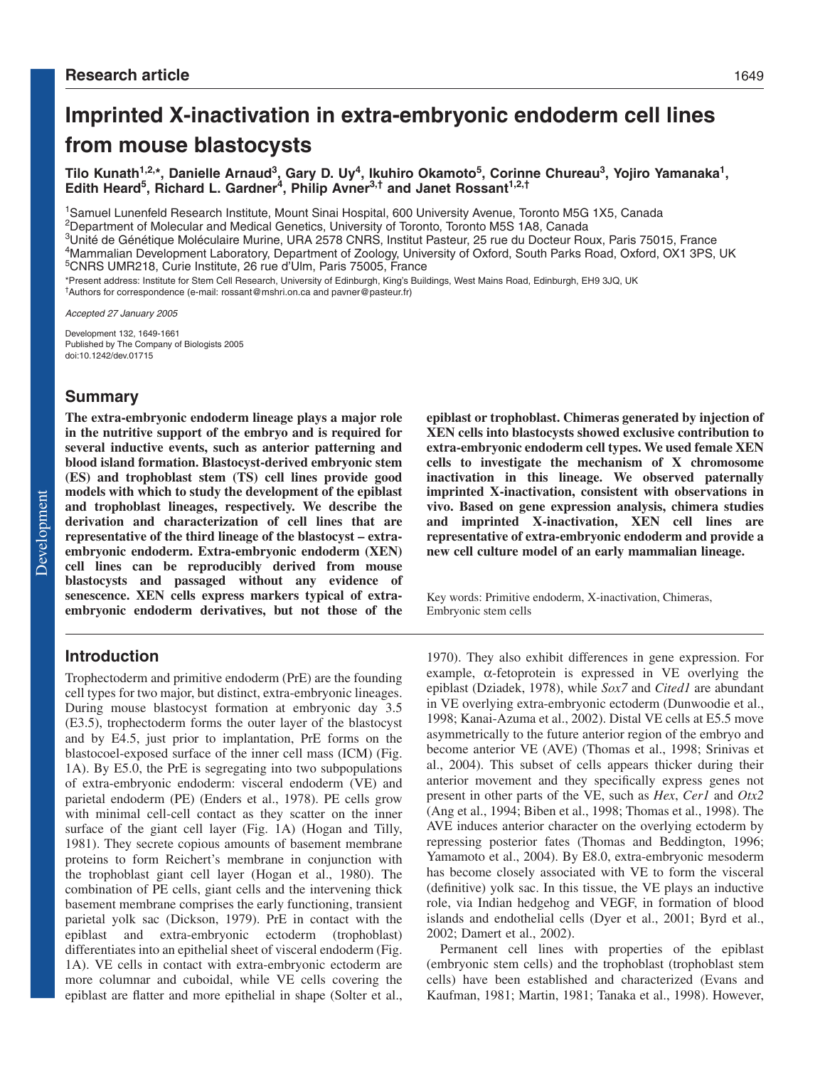Research article

# Imprinted X-inactivation in extra-embryonic endoderm cell lines from mouse blastocysts

**Tilo Kunath[1,2,*], Danielle Arnaud[3], Gary D. Uy[4], Ikuhiro Okamoto[5], Corinne Chureau[3], Yojiro Yamanaka[1], Edith Heard[5], Richard L. Gardner[4], Philip Avner[3,†] and Janet Rossant[1,2,†]**

[1]Samuel Lunenfeld Research Institute, Mount Sinai Hospital, 600 University Avenue, Toronto M5G 1X5, Canada
[2]Department of Molecular and Medical Genetics, University of Toronto, Toronto M5S 1A8, Canada
[3]Unité de Génétique Moléculaire Murine, URA 2578 CNRS, Institut Pasteur, 25 rue du Docteur Roux, Paris 75015, France
[4]Mammalian Development Laboratory, Department of Zoology, University of Oxford, South Parks Road, Oxford, OX1 3PS, UK
[5]CNRS UMR218, Curie Institute, 26 rue d'Ulm, Paris 75005, France

*Present address: Institute for Stem Cell Research, University of Edinburgh, King's Buildings, West Mains Road, Edinburgh, EH9 3JQ, UK
†Authors for correspondence (e-mail: rossant@mshri.on.ca and pavner@pasteur.fr)

*Accepted 27 January 2005*

Development 132, 1649-1661
Published by The Company of Biologists 2005
doi:10.1242/dev.01715

## Summary

**The extra-embryonic endoderm lineage plays a major role in the nutritive support of the embryo and is required for several inductive events, such as anterior patterning and blood island formation. Blastocyst-derived embryonic stem (ES) and trophoblast stem (TS) cell lines provide good models with which to study the development of the epiblast and trophoblast lineages, respectively. We describe the derivation and characterization of cell lines that are representative of the third lineage of the blastocyst – extra-embryonic endoderm. Extra-embryonic endoderm (XEN) cell lines can be reproducibly derived from mouse blastocysts and passaged without any evidence of senescence. XEN cells express markers typical of extra-embryonic endoderm derivatives, but not those of the epiblast or trophoblast. Chimeras generated by injection of XEN cells into blastocysts showed exclusive contribution to extra-embryonic endoderm cell types. We used female XEN cells to investigate the mechanism of X chromosome inactivation in this lineage. We observed paternally imprinted X-inactivation, consistent with observations in vivo. Based on gene expression analysis, chimera studies and imprinted X-inactivation, XEN cell lines are representative of extra-embryonic endoderm and provide a new cell culture model of an early mammalian lineage.**

Key words: Primitive endoderm, X-inactivation, Chimeras, Embryonic stem cells

## Introduction

Trophectoderm and primitive endoderm (PrE) are the founding cell types for two major, but distinct, extra-embryonic lineages. During mouse blastocyst formation at embryonic day 3.5 (E3.5), trophectoderm forms the outer layer of the blastocyst and by E4.5, just prior to implantation, PrE forms on the blastocoel-exposed surface of the inner cell mass (ICM) (Fig. 1A). By E5.0, the PrE is segregating into two subpopulations of extra-embryonic endoderm: visceral endoderm (VE) and parietal endoderm (PE) (Enders et al., 1978). PE cells grow with minimal cell-cell contact as they scatter on the inner surface of the giant cell layer (Fig. 1A) (Hogan and Tilly, 1981). They secrete copious amounts of basement membrane proteins to form Reichert's membrane in conjunction with the trophoblast giant cell layer (Hogan et al., 1980). The combination of PE cells, giant cells and the intervening thick basement membrane comprises the early functioning, transient parietal yolk sac (Dickson, 1979). PrE in contact with the epiblast and extra-embryonic ectoderm (trophoblast) differentiates into an epithelial sheet of visceral endoderm (Fig. 1A). VE cells in contact with extra-embryonic ectoderm are more columnar and cuboidal, while VE cells covering the epiblast are flatter and more epithelial in shape (Solter et al., 1970). They also exhibit differences in gene expression. For example, α-fetoprotein is expressed in VE overlying the epiblast (Dziadek, 1978), while *Sox7* and *Cited1* are abundant in VE overlying extra-embryonic ectoderm (Dunwoodie et al., 1998; Kanai-Azuma et al., 2002). Distal VE cells at E5.5 move asymmetrically to the future anterior region of the embryo and become anterior VE (AVE) (Thomas et al., 1998; Srinivas et al., 2004). This subset of cells appears thicker during their anterior movement and they specifically express genes not present in other parts of the VE, such as *Hex*, *Cer1* and *Otx2* (Ang et al., 1994; Biben et al., 1998; Thomas et al., 1998). The AVE induces anterior character on the overlying ectoderm by repressing posterior fates (Thomas and Beddington, 1996; Yamamoto et al., 2004). By E8.0, extra-embryonic mesoderm has become closely associated with VE to form the visceral (definitive) yolk sac. In this tissue, the VE plays an inductive role, via Indian hedgehog and VEGF, in formation of blood islands and endothelial cells (Dyer et al., 2001; Byrd et al., 2002; Damert et al., 2002).

Permanent cell lines with properties of the epiblast (embryonic stem cells) and the trophoblast (trophoblast stem cells) have been established and characterized (Evans and Kaufman, 1981; Martin, 1981; Tanaka et al., 1998). However,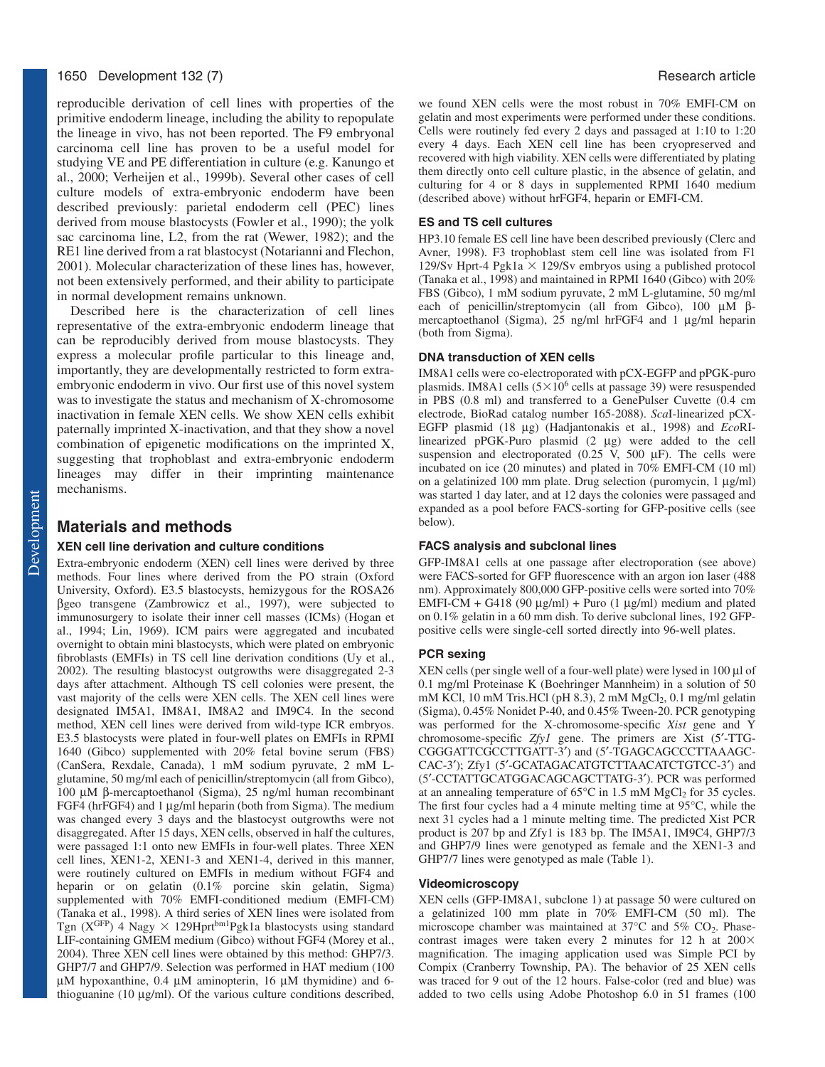reproducible derivation of cell lines with properties of the primitive endoderm lineage, including the ability to repopulate the lineage in vivo, has not been reported. The F9 embryonal carcinoma cell line has proven to be a useful model for studying VE and PE differentiation in culture (e.g. Kanungo et al., 2000; Verheijen et al., 1999b). Several other cases of cell culture models of extra-embryonic endoderm have been described previously: parietal endoderm cell (PEC) lines derived from mouse blastocysts (Fowler et al., 1990); the yolk sac carcinoma line, L2, from the rat (Wewer, 1982); and the RE1 line derived from a rat blastocyst (Notarianni and Flechon, 2001). Molecular characterization of these lines has, however, not been extensively performed, and their ability to participate in normal development remains unknown.

Described here is the characterization of cell lines representative of the extra-embryonic endoderm lineage that can be reproducibly derived from mouse blastocysts. They express a molecular profile particular to this lineage and, importantly, they are developmentally restricted to form extra-embryonic endoderm in vivo. Our first use of this novel system was to investigate the status and mechanism of X-chromosome inactivation in female XEN cells. We show XEN cells exhibit paternally imprinted X-inactivation, and that they show a novel combination of epigenetic modifications on the imprinted X, suggesting that trophoblast and extra-embryonic endoderm lineages may differ in their imprinting maintenance mechanisms.

## Materials and methods

### XEN cell line derivation and culture conditions

Extra-embryonic endoderm (XEN) cell lines were derived by three methods. Four lines where derived from the PO strain (Oxford University, Oxford). E3.5 blastocysts, hemizygous for the ROSA26 βgeo transgene (Zambrowicz et al., 1997), were subjected to immunosurgery to isolate their inner cell masses (ICMs) (Hogan et al., 1994; Lin, 1969). ICM pairs were aggregated and incubated overnight to obtain mini blastocysts, which were plated on embryonic fibroblasts (EMFIs) in TS cell line derivation conditions (Uy et al., 2002). The resulting blastocyst outgrowths were disaggregated 2-3 days after attachment. Although TS cell colonies were present, the vast majority of the cells were XEN cells. The XEN cell lines were designated IM5A1, IM8A1, IM8A2 and IM9C4. In the second method, XEN cell lines were derived from wild-type ICR embryos. E3.5 blastocysts were plated in four-well plates on EMFIs in RPMI 1640 (Gibco) supplemented with 20% fetal bovine serum (FBS) (CanSera, Rexdale, Canada), 1 mM sodium pyruvate, 2 mM L-glutamine, 50 mg/ml each of penicillin/streptomycin (all from Gibco), 100 μM β-mercaptoethanol (Sigma), 25 ng/ml human recombinant FGF4 (hrFGF4) and 1 μg/ml heparin (both from Sigma). The medium was changed every 3 days and the blastocyst outgrowths were not disaggregated. After 15 days, XEN cells, observed in half the cultures, were passaged 1:1 onto new EMFIs in four-well plates. Three XEN cell lines, XEN1-2, XEN1-3 and XEN1-4, derived in this manner, were routinely cultured on EMFIs in medium without FGF4 and heparin or on gelatin (0.1% porcine skin gelatin, Sigma) supplemented with 70% EMFI-conditioned medium (EMFI-CM) (Tanaka et al., 1998). A third series of XEN lines were isolated from Tgn ($X^{GFP}$) 4 Nagy × 129Hprt$^{bm1}$Pgk1a blastocysts using standard LIF-containing GMEM medium (Gibco) without FGF4 (Morey et al., 2004). Three XEN cell lines were obtained by this method: GHP7/3. GHP7/7 and GHP7/9. Selection was performed in HAT medium (100 μM hypoxanthine, 0.4 μM aminopterin, 16 μM thymidine) and 6-thioguanine (10 μg/ml). Of the various culture conditions described, we found XEN cells were the most robust in 70% EMFI-CM on gelatin and most experiments were performed under these conditions. Cells were routinely fed every 2 days and passaged at 1:10 to 1:20 every 4 days. Each XEN cell line has been cryopreserved and recovered with high viability. XEN cells were differentiated by plating them directly onto cell culture plastic, in the absence of gelatin, and culturing for 4 or 8 days in supplemented RPMI 1640 medium (described above) without hrFGF4, heparin or EMFI-CM.

### ES and TS cell cultures

HP3.10 female ES cell line have been described previously (Clerc and Avner, 1998). F3 trophoblast stem cell line was isolated from F1 129/Sv Hprt-4 Pgk1a × 129/Sv embryos using a published protocol (Tanaka et al., 1998) and maintained in RPMI 1640 (Gibco) with 20% FBS (Gibco), 1 mM sodium pyruvate, 2 mM L-glutamine, 50 mg/ml each of penicillin/streptomycin (all from Gibco), 100 μM β-mercaptoethanol (Sigma), 25 ng/ml hrFGF4 and 1 μg/ml heparin (both from Sigma).

### DNA transduction of XEN cells

IM8A1 cells were co-electroporated with pCX-EGFP and pPGK-puro plasmids. IM8A1 cells ($5\times10^6$ cells at passage 39) were resuspended in PBS (0.8 ml) and transferred to a GenePulser Cuvette (0.4 cm electrode, BioRad catalog number 165-2088). *Sca*I-linearized pCX-EGFP plasmid (18 μg) (Hadjantonakis et al., 1998) and *Eco*RI-linearized pPGK-Puro plasmid (2 μg) were added to the cell suspension and electroporated (0.25 V, 500 μF). The cells were incubated on ice (20 minutes) and plated in 70% EMFI-CM (10 ml) on a gelatinized 100 mm plate. Drug selection (puromycin, 1 μg/ml) was started 1 day later, and at 12 days the colonies were passaged and expanded as a pool before FACS-sorting for GFP-positive cells (see below).

### FACS analysis and subclonal lines

GFP-IM8A1 cells at one passage after electroporation (see above) were FACS-sorted for GFP fluorescence with an argon ion laser (488 nm). Approximately 800,000 GFP-positive cells were sorted into 70% EMFI-CM + G418 (90 μg/ml) + Puro (1 μg/ml) medium and plated on 0.1% gelatin in a 60 mm dish. To derive subclonal lines, 192 GFP-positive cells were single-cell sorted directly into 96-well plates.

### PCR sexing

XEN cells (per single well of a four-well plate) were lysed in 100 μl of 0.1 mg/ml Proteinase K (Boehringer Mannheim) in a solution of 50 mM KCl, 10 mM Tris.HCl (pH 8.3), 2 mM $MgCl_2$, 0.1 mg/ml gelatin (Sigma), 0.45% Nonidet P-40, and 0.45% Tween-20. PCR genotyping was performed for the X-chromosome-specific *Xist* gene and Y chromosome-specific *Zfy1* gene. The primers are Xist (5′-TTG-CGGGATTCGCCTTGATT-3′) and (5′-TGAGCAGCCCTTAAAGC-CAC-3′); Zfy1 (5′-GCATAGACATGTCTTAACATCTGTCC-3′) and (5′-CCTATTGCATGGACAGCAGCTTATG-3′). PCR was performed at an annealing temperature of 65°C in 1.5 mM $MgCl_2$ for 35 cycles. The first four cycles had a 4 minute melting time at 95°C, while the next 31 cycles had a 1 minute melting time. The predicted Xist PCR product is 207 bp and Zfy1 is 183 bp. The IM5A1, IM9C4, GHP7/3 and GHP7/9 lines were genotyped as female and the XEN1-3 and GHP7/7 lines were genotyped as male (Table 1).

### Videomicroscopy

XEN cells (GFP-IM8A1, subclone 1) at passage 50 were cultured on a gelatinized 100 mm plate in 70% EMFI-CM (50 ml). The microscope chamber was maintained at 37°C and 5% $CO_2$. Phase-contrast images were taken every 2 minutes for 12 h at 200× magnification. The imaging application used was Simple PCI by Compix (Cranberry Township, PA). The behavior of 25 XEN cells was traced for 9 out of the 12 hours. False-color (red and blue) was added to two cells using Adobe Photoshop 6.0 in 51 frames (100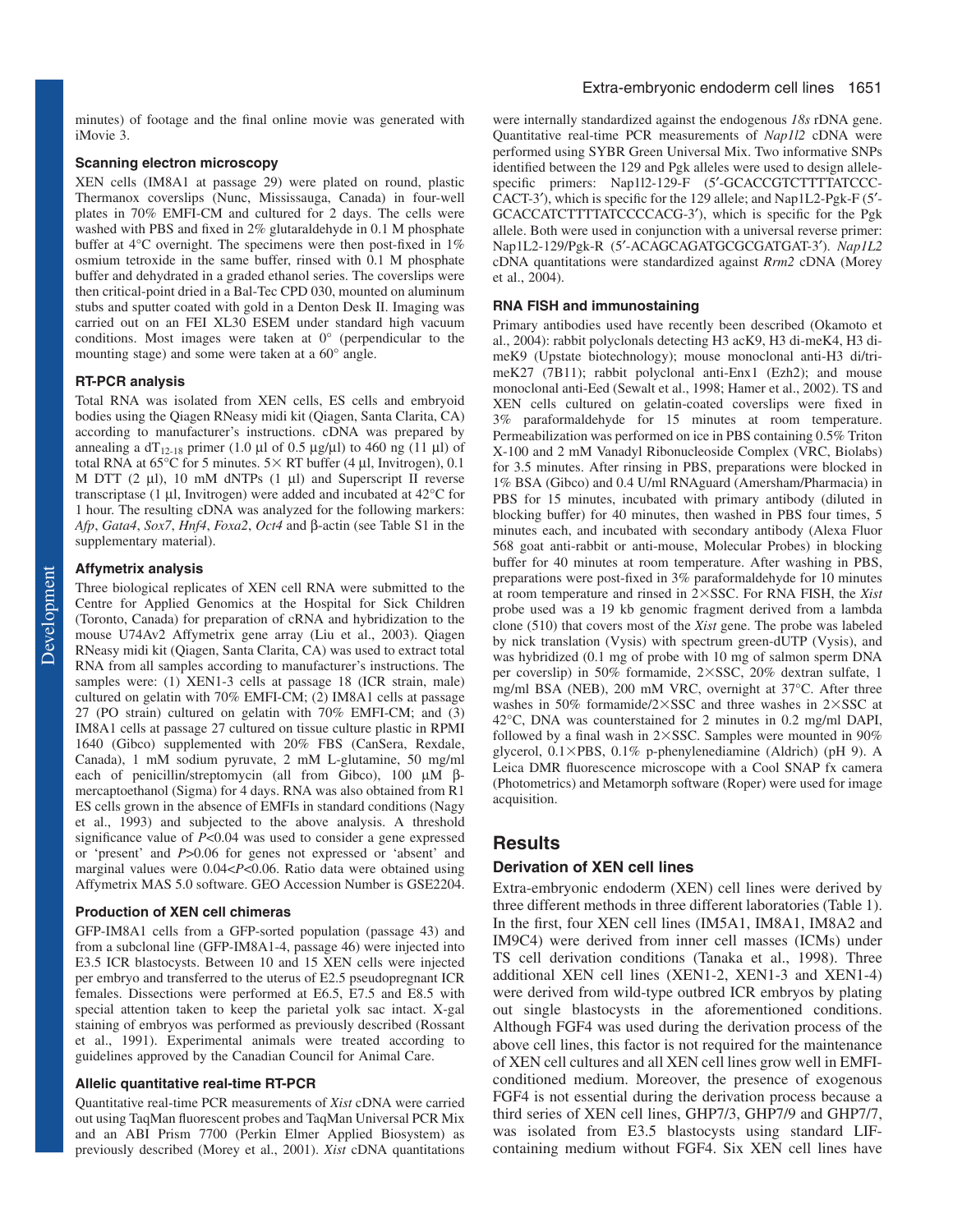minutes) of footage and the final online movie was generated with iMovie 3.

### Scanning electron microscopy

XEN cells (IM8A1 at passage 29) were plated on round, plastic Thermanox coverslips (Nunc, Mississauga, Canada) in four-well plates in 70% EMFI-CM and cultured for 2 days. The cells were washed with PBS and fixed in 2% glutaraldehyde in 0.1 M phosphate buffer at 4°C overnight. The specimens were then post-fixed in 1% osmium tetroxide in the same buffer, rinsed with 0.1 M phosphate buffer and dehydrated in a graded ethanol series. The coverslips were then critical-point dried in a Bal-Tec CPD 030, mounted on aluminum stubs and sputter coated with gold in a Denton Desk II. Imaging was carried out on an FEI XL30 ESEM under standard high vacuum conditions. Most images were taken at 0° (perpendicular to the mounting stage) and some were taken at a 60° angle.

### RT-PCR analysis

Total RNA was isolated from XEN cells, ES cells and embryoid bodies using the Qiagen RNeasy midi kit (Qiagen, Santa Clarita, CA) according to manufacturer's instructions. cDNA was prepared by annealing a $dT_{12\text{-}18}$ primer (1.0 µl of 0.5 µg/µl) to 460 ng (11 µl) of total RNA at 65°C for 5 minutes. 5× RT buffer (4 µl, Invitrogen), 0.1 M DTT (2 µl), 10 mM dNTPs (1 µl) and Superscript II reverse transcriptase (1 µl, Invitrogen) were added and incubated at 42°C for 1 hour. The resulting cDNA was analyzed for the following markers: *Afp*, *Gata4*, *Sox7*, *Hnf4*, *Foxa2*, *Oct4* and β-actin (see Table S1 in the supplementary material).

### Affymetrix analysis

Three biological replicates of XEN cell RNA were submitted to the Centre for Applied Genomics at the Hospital for Sick Children (Toronto, Canada) for preparation of cRNA and hybridization to the mouse U74Av2 Affymetrix gene array (Liu et al., 2003). Qiagen RNeasy midi kit (Qiagen, Santa Clarita, CA) was used to extract total RNA from all samples according to manufacturer's instructions. The samples were: (1) XEN1-3 cells at passage 18 (ICR strain, male) cultured on gelatin with 70% EMFI-CM; (2) IM8A1 cells at passage 27 (PO strain) cultured on gelatin with 70% EMFI-CM; and (3) IM8A1 cells at passage 27 cultured on tissue culture plastic in RPMI 1640 (Gibco) supplemented with 20% FBS (CanSera, Rexdale, Canada), 1 mM sodium pyruvate, 2 mM L-glutamine, 50 mg/ml each of penicillin/streptomycin (all from Gibco), 100 µM β-mercaptoethanol (Sigma) for 4 days. RNA was also obtained from R1 ES cells grown in the absence of EMFIs in standard conditions (Nagy et al., 1993) and subjected to the above analysis. A threshold significance value of $P<0.04$ was used to consider a gene expressed or 'present' and $P>0.06$ for genes not expressed or 'absent' and marginal values were $0.04<P<0.06$. Ratio data were obtained using Affymetrix MAS 5.0 software. GEO Accession Number is GSE2204.

### Production of XEN cell chimeras

GFP-IM8A1 cells from a GFP-sorted population (passage 43) and from a subclonal line (GFP-IM8A1-4, passage 46) were injected into E3.5 ICR blastocysts. Between 10 and 15 XEN cells were injected per embryo and transferred to the uterus of E2.5 pseudopregnant ICR females. Dissections were performed at E6.5, E7.5 and E8.5 with special attention taken to keep the parietal yolk sac intact. X-gal staining of embryos was performed as previously described (Rossant et al., 1991). Experimental animals were treated according to guidelines approved by the Canadian Council for Animal Care.

### Allelic quantitative real-time RT-PCR

Quantitative real-time PCR measurements of *Xist* cDNA were carried out using TaqMan fluorescent probes and TaqMan Universal PCR Mix and an ABI Prism 7700 (Perkin Elmer Applied Biosystem) as previously described (Morey et al., 2001). *Xist* cDNA quantitations were internally standardized against the endogenous *18s* rDNA gene. Quantitative real-time PCR measurements of *Nap1l2* cDNA were performed using SYBR Green Universal Mix. Two informative SNPs identified between the 129 and Pgk alleles were used to design allele-specific primers: Nap1l2-129-F (5′-GCACCGTCTTTTATCCC-CACT-3′), which is specific for the 129 allele; and Nap1L2-Pgk-F (5′-GCACCATCTTTTATCCCCACG-3′), which is specific for the Pgk allele. Both were used in conjunction with a universal reverse primer: Nap1L2-129/Pgk-R (5′-ACAGCAGATGCGCGATGAT-3′). *Nap1L2* cDNA quantitations were standardized against *Rrm2* cDNA (Morey et al., 2004).

### RNA FISH and immunostaining

Primary antibodies used have recently been described (Okamoto et al., 2004): rabbit polyclonals detecting H3 acK9, H3 di-meK4, H3 di-meK9 (Upstate biotechnology); mouse monoclonal anti-H3 di/tri-meK27 (7B11); rabbit polyclonal anti-Enx1 (Ezh2); and mouse monoclonal anti-Eed (Sewalt et al., 1998; Hamer et al., 2002). TS and XEN cells cultured on gelatin-coated coverslips were fixed in 3% paraformaldehyde for 15 minutes at room temperature. Permeabilization was performed on ice in PBS containing 0.5% Triton X-100 and 2 mM Vanadyl Ribonucleoside Complex (VRC, Biolabs) for 3.5 minutes. After rinsing in PBS, preparations were blocked in 1% BSA (Gibco) and 0.4 U/ml RNAguard (Amersham/Pharmacia) in PBS for 15 minutes, incubated with primary antibody (diluted in blocking buffer) for 40 minutes, then washed in PBS four times, 5 minutes each, and incubated with secondary antibody (Alexa Fluor 568 goat anti-rabbit or anti-mouse, Molecular Probes) in blocking buffer for 40 minutes at room temperature. After washing in PBS, preparations were post-fixed in 3% paraformaldehyde for 10 minutes at room temperature and rinsed in 2×SSC. For RNA FISH, the *Xist* probe used was a 19 kb genomic fragment derived from a lambda clone (510) that covers most of the *Xist* gene. The probe was labeled by nick translation (Vysis) with spectrum green-dUTP (Vysis), and was hybridized (0.1 mg of probe with 10 mg of salmon sperm DNA per coverslip) in 50% formamide, 2×SSC, 20% dextran sulfate, 1 mg/ml BSA (NEB), 200 mM VRC, overnight at 37°C. After three washes in 50% formamide/2×SSC and three washes in 2×SSC at 42°C, DNA was counterstained for 2 minutes in 0.2 mg/ml DAPI, followed by a final wash in 2×SSC. Samples were mounted in 90% glycerol, 0.1×PBS, 0.1% p-phenylenediamine (Aldrich) (pH 9). A Leica DMR fluorescence microscope with a Cool SNAP fx camera (Photometrics) and Metamorph software (Roper) were used for image acquisition.

## Results

### Derivation of XEN cell lines

Extra-embryonic endoderm (XEN) cell lines were derived by three different methods in three different laboratories (Table 1). In the first, four XEN cell lines (IM5A1, IM8A1, IM8A2 and IM9C4) were derived from inner cell masses (ICMs) under TS cell derivation conditions (Tanaka et al., 1998). Three additional XEN cell lines (XEN1-2, XEN1-3 and XEN1-4) were derived from wild-type outbred ICR embryos by plating out single blastocysts in the aforementioned conditions. Although FGF4 was used during the derivation process of the above cell lines, this factor is not required for the maintenance of XEN cell cultures and all XEN cell lines grow well in EMFI-conditioned medium. Moreover, the presence of exogenous FGF4 is not essential during the derivation process because a third series of XEN cell lines, GHP7/3, GHP7/9 and GHP7/7, was isolated from E3.5 blastocysts using standard LIF-containing medium without FGF4. Six XEN cell lines have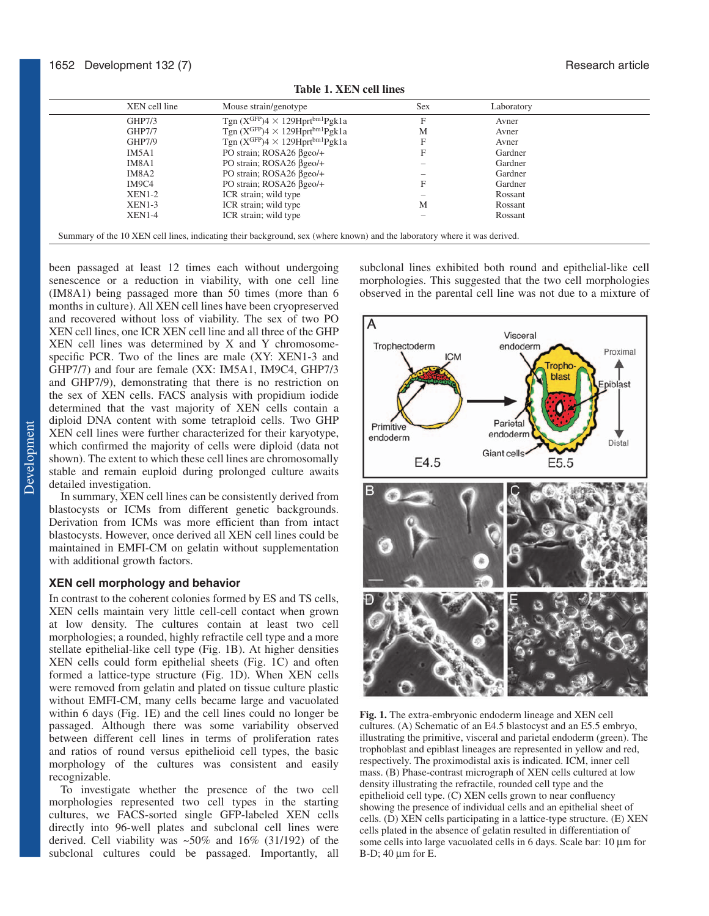**Table 1. XEN cell lines**

| XEN cell line | Mouse strain/genotype | Sex | Laboratory |
|---|---|---|---|
| GHP7/3 | Tgn ($X^{GFP}$)4 × 129Hprt$^{bm1}$Pgk1a | F | Avner |
| GHP7/7 | Tgn ($X^{GFP}$)4 × 129Hprt$^{bm1}$Pgk1a | M | Avner |
| GHP7/9 | Tgn ($X^{GFP}$)4 × 129Hprt$^{bm1}$Pgk1a | F | Avner |
| IM5A1 | PO strain; ROSA26 βgeo/+ | F | Gardner |
| IM8A1 | PO strain; ROSA26 βgeo/+ | – | Gardner |
| IM8A2 | PO strain; ROSA26 βgeo/+ | – | Gardner |
| IM9C4 | PO strain; ROSA26 βgeo/+ | F | Gardner |
| XEN1-2 | ICR strain; wild type | – | Rossant |
| XEN1-3 | ICR strain; wild type | M | Rossant |
| XEN1-4 | ICR strain; wild type | – | Rossant |

Summary of the 10 XEN cell lines, indicating their background, sex (where known) and the laboratory where it was derived.

been passaged at least 12 times each without undergoing senescence or a reduction in viability, with one cell line (IM8A1) being passaged more than 50 times (more than 6 months in culture). All XEN cell lines have been cryopreserved and recovered without loss of viability. The sex of two PO XEN cell lines, one ICR XEN cell line and all three of the GHP XEN cell lines was determined by X and Y chromosome-specific PCR. Two of the lines are male (XY: XEN1-3 and GHP7/7) and four are female (XX: IM5A1, IM9C4, GHP7/3 and GHP7/9), demonstrating that there is no restriction on the sex of XEN cells. FACS analysis with propidium iodide determined that the vast majority of XEN cells contain a diploid DNA content with some tetraploid cells. Two GHP XEN cell lines were further characterized for their karyotype, which confirmed the majority of cells were diploid (data not shown). The extent to which these cell lines are chromosomally stable and remain euploid during prolonged culture awaits detailed investigation.

In summary, XEN cell lines can be consistently derived from blastocysts or ICMs from different genetic backgrounds. Derivation from ICMs was more efficient than from intact blastocysts. However, once derived all XEN cell lines could be maintained in EMFI-CM on gelatin without supplementation with additional growth factors.

### XEN cell morphology and behavior

In contrast to the coherent colonies formed by ES and TS cells, XEN cells maintain very little cell-cell contact when grown at low density. The cultures contain at least two cell morphologies; a rounded, highly refractile cell type and a more stellate epithelial-like cell type (Fig. 1B). At higher densities XEN cells could form epithelial sheets (Fig. 1C) and often formed a lattice-type structure (Fig. 1D). When XEN cells were removed from gelatin and plated on tissue culture plastic without EMFI-CM, many cells became large and vacuolated within 6 days (Fig. 1E) and the cell lines could no longer be passaged. Although there was some variability observed between different cell lines in terms of proliferation rates and ratios of round versus epithelioid cell types, the basic morphology of the cultures was consistent and easily recognizable.

To investigate whether the presence of the two cell morphologies represented two cell types in the starting cultures, we FACS-sorted single GFP-labeled XEN cells directly into 96-well plates and subclonal cell lines were derived. Cell viability was ~50% and 16% (31/192) of the subclonal cultures could be passaged. Importantly, all subclonal lines exhibited both round and epithelial-like cell morphologies. This suggested that the two cell morphologies observed in the parental cell line was not due to a mixture of

**Fig. 1.** The extra-embryonic endoderm lineage and XEN cell cultures. (A) Schematic of an E4.5 blastocyst and an E5.5 embryo, illustrating the primitive, visceral and parietal endoderm (green). The trophoblast and epiblast lineages are represented in yellow and red, respectively. The proximodistal axis is indicated. ICM, inner cell mass. (B) Phase-contrast micrograph of XEN cells cultured at low density illustrating the refractile, rounded cell type and the epithelioid cell type. (C) XEN cells grown to near confluency showing the presence of individual cells and an epithelial sheet of cells. (D) XEN cells participating in a lattice-type structure. (E) XEN cells plated in the absence of gelatin resulted in differentiation of some cells into large vacuolated cells in 6 days. Scale bar: 10 μm for B-D; 40 μm for E.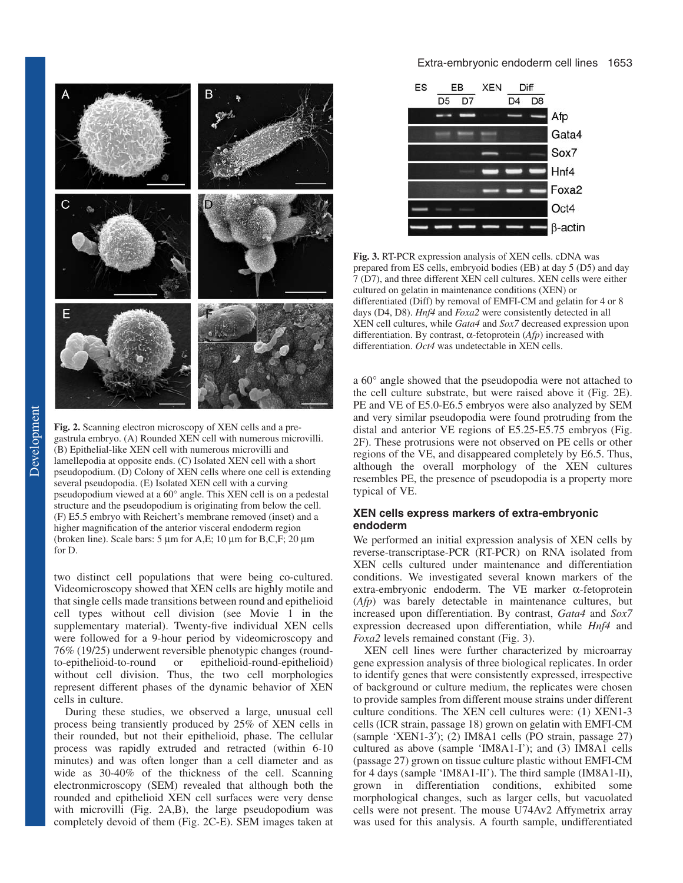**Fig. 2.** Scanning electron microscopy of XEN cells and a pre-gastrula embryo. (A) Rounded XEN cell with numerous microvilli. (B) Epithelial-like XEN cell with numerous microvilli and lamellepodia at opposite ends. (C) Isolated XEN cell with a short pseudopodium. (D) Colony of XEN cells where one cell is extending several pseudopodia. (E) Isolated XEN cell with a curving pseudopodium viewed at a 60° angle. This XEN cell is on a pedestal structure and the pseudopodium is originating from below the cell. (F) E5.5 embryo with Reichert's membrane removed (inset) and a higher magnification of the anterior visceral endoderm region (broken line). Scale bars: 5 μm for A,E; 10 μm for B,C,F; 20 μm for D.

two distinct cell populations that were being co-cultured. Videomicroscopy showed that XEN cells are highly motile and that single cells made transitions between round and epithelioid cell types without cell division (see Movie 1 in the supplementary material). Twenty-five individual XEN cells were followed for a 9-hour period by videomicroscopy and 76% (19/25) underwent reversible phenotypic changes (round-to-epithelioid-to-round or epithelioid-round-epithelioid) without cell division. Thus, the two cell morphologies represent different phases of the dynamic behavior of XEN cells in culture.

During these studies, we observed a large, unusual cell process being transiently produced by 25% of XEN cells in their rounded, but not their epithelioid, phase. The cellular process was rapidly extruded and retracted (within 6-10 minutes) and was often longer than a cell diameter and as wide as 30-40% of the thickness of the cell. Scanning electronmicroscopy (SEM) revealed that although both the rounded and epithelioid XEN cell surfaces were very dense with microvilli (Fig. 2A,B), the large pseudopodium was completely devoid of them (Fig. 2C-E). SEM images taken at a 60° angle showed that the pseudopodia were not attached to the cell culture substrate, but were raised above it (Fig. 2E). PE and VE of E5.0-E6.5 embryos were also analyzed by SEM and very similar pseudopodia were found protruding from the distal and anterior VE regions of E5.25-E5.75 embryos (Fig. 2F). These protrusions were not observed on PE cells or other regions of the VE, and disappeared completely by E6.5. Thus, although the overall morphology of the XEN cultures resembles PE, the presence of pseudopodia is a property more typical of VE.

**Fig. 3.** RT-PCR expression analysis of XEN cells. cDNA was prepared from ES cells, embryoid bodies (EB) at day 5 (D5) and day 7 (D7), and three different XEN cell cultures. XEN cells were either cultured on gelatin in maintenance conditions (XEN) or differentiated (Diff) by removal of EMFI-CM and gelatin for 4 or 8 days (D4, D8). *Hnf4* and *Foxa2* were consistently detected in all XEN cell cultures, while *Gata4* and *Sox7* decreased expression upon differentiation. By contrast, α-fetoprotein (*Afp*) increased with differentiation. *Oct4* was undetectable in XEN cells.

### XEN cells express markers of extra-embryonic endoderm

We performed an initial expression analysis of XEN cells by reverse-transcriptase-PCR (RT-PCR) on RNA isolated from XEN cells cultured under maintenance and differentiation conditions. We investigated several known markers of the extra-embryonic endoderm. The VE marker α-fetoprotein (*Afp*) was barely detectable in maintenance cultures, but increased upon differentiation. By contrast, *Gata4* and *Sox7* expression decreased upon differentiation, while *Hnf4* and *Foxa2* levels remained constant (Fig. 3).

XEN cell lines were further characterized by microarray gene expression analysis of three biological replicates. In order to identify genes that were consistently expressed, irrespective of background or culture medium, the replicates were chosen to provide samples from different mouse strains under different culture conditions. The XEN cell cultures were: (1) XEN1-3 cells (ICR strain, passage 18) grown on gelatin with EMFI-CM (sample 'XEN1-3′'); (2) IM8A1 cells (PO strain, passage 27) cultured as above (sample 'IM8A1-I'); and (3) IM8A1 cells (passage 27) grown on tissue culture plastic without EMFI-CM for 4 days (sample 'IM8A1-II'). The third sample (IM8A1-II), grown in differentiation conditions, exhibited some morphological changes, such as larger cells, but vacuolated cells were not present. The mouse U74Av2 Affymetrix array was used for this analysis. A fourth sample, undifferentiated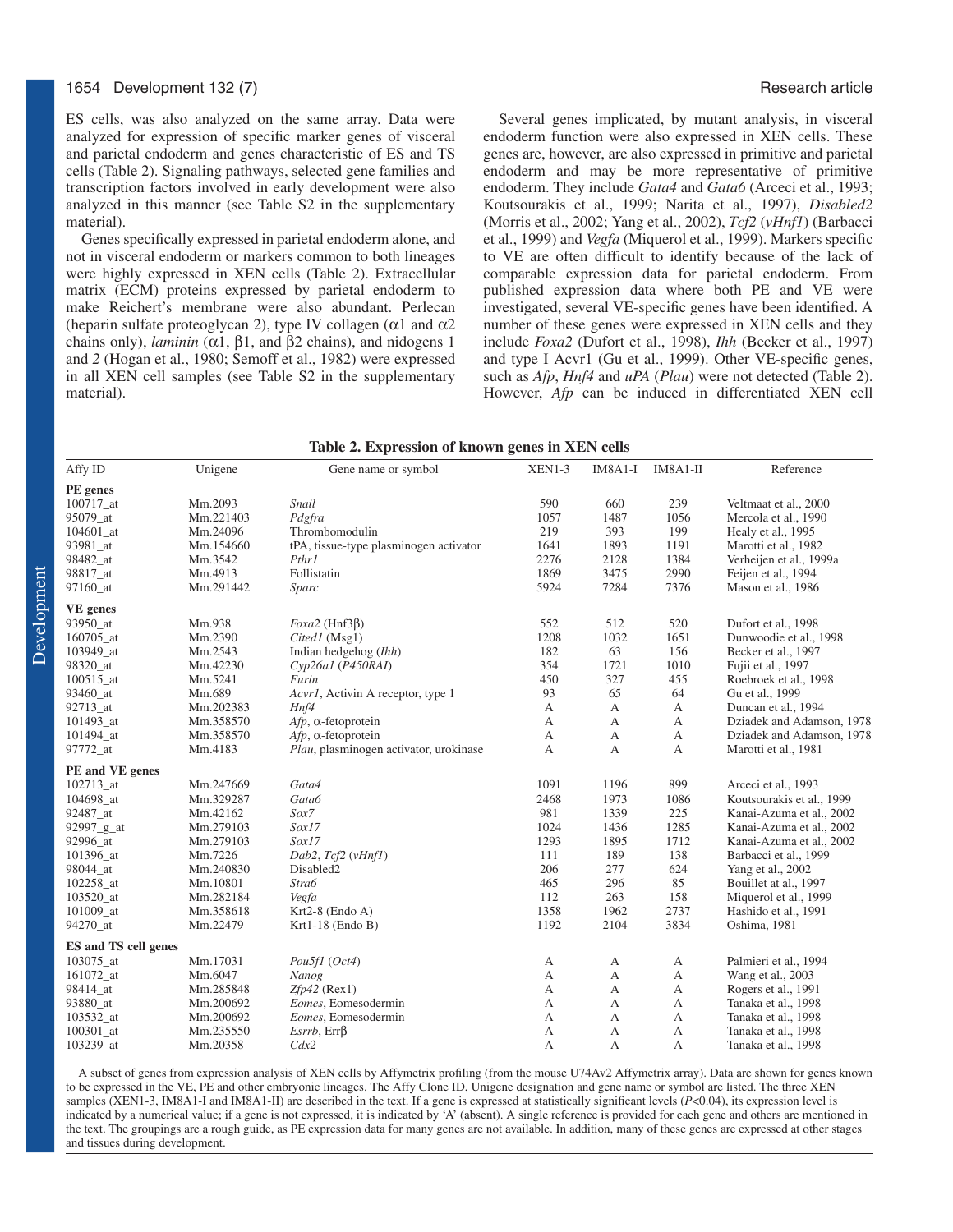ES cells, was also analyzed on the same array. Data were analyzed for expression of specific marker genes of visceral and parietal endoderm and genes characteristic of ES and TS cells (Table 2). Signaling pathways, selected gene families and transcription factors involved in early development were also analyzed in this manner (see Table S2 in the supplementary material).

Genes specifically expressed in parietal endoderm alone, and not in visceral endoderm or markers common to both lineages were highly expressed in XEN cells (Table 2). Extracellular matrix (ECM) proteins expressed by parietal endoderm to make Reichert's membrane were also abundant. Perlecan (heparin sulfate proteoglycan 2), type IV collagen (α1 and α2 chains only), *laminin* (α1, β1, and β2 chains), and nidogens 1 and *2* (Hogan et al., 1980; Semoff et al., 1982) were expressed in all XEN cell samples (see Table S2 in the supplementary material).

Several genes implicated, by mutant analysis, in visceral endoderm function were also expressed in XEN cells. These genes are, however, are also expressed in primitive and parietal endoderm and may be more representative of primitive endoderm. They include *Gata4* and *Gata6* (Arceci et al., 1993; Koutsourakis et al., 1999; Narita et al., 1997), *Disabled2* (Morris et al., 2002; Yang et al., 2002), *Tcf2* (*vHnf1*) (Barbacci et al., 1999) and *Vegfa* (Miquerol et al., 1999). Markers specific to VE are often difficult to identify because of the lack of comparable expression data for parietal endoderm. From published expression data where both PE and VE were investigated, several VE-specific genes have been identified. A number of these genes were expressed in XEN cells and they include *Foxa2* (Dufort et al., 1998), *Ihh* (Becker et al., 1997) and type I Acvr1 (Gu et al., 1999). Other VE-specific genes, such as *Afp*, *Hnf4* and *uPA* (*Plau*) were not detected (Table 2). However, *Afp* can be induced in differentiated XEN cell

**Table 2. Expression of known genes in XEN cells**

| Affy ID | Unigene | Gene name or symbol | XEN1-3 | IM8A1-I | IM8A1-II | Reference |
|---|---|---|---|---|---|---|
| **PE genes** | | | | | | |
| 100717_at | Mm.2093 | *Snail* | 590 | 660 | 239 | Veltmaat et al., 2000 |
| 95079_at | Mm.221403 | *Pdgfra* | 1057 | 1487 | 1056 | Mercola et al., 1990 |
| 104601_at | Mm.24096 | Thrombomodulin | 219 | 393 | 199 | Healy et al., 1995 |
| 93981_at | Mm.154660 | tPA, tissue-type plasminogen activator | 1641 | 1893 | 1191 | Marotti et al., 1982 |
| 98482_at | Mm.3542 | *Pthr1* | 2276 | 2128 | 1384 | Verheijen et al., 1999a |
| 98817_at | Mm.4913 | Follistatin | 1869 | 3475 | 2990 | Feijen et al., 1994 |
| 97160_at | Mm.291442 | *Sparc* | 5924 | 7284 | 7376 | Mason et al., 1986 |
| **VE genes** | | | | | | |
| 93950_at | Mm.938 | *Foxa2* (Hnf3β) | 552 | 512 | 520 | Dufort et al., 1998 |
| 160705_at | Mm.2390 | *Cited1* (Msg1) | 1208 | 1032 | 1651 | Dunwoodie et al., 1998 |
| 103949_at | Mm.2543 | Indian hedgehog (*Ihh*) | 182 | 63 | 156 | Becker et al., 1997 |
| 98320_at | Mm.42230 | *Cyp26a1* (*P450RAI*) | 354 | 1721 | 1010 | Fujii et al., 1997 |
| 100515_at | Mm.5241 | *Furin* | 450 | 327 | 455 | Roebroek et al., 1998 |
| 93460_at | Mm.689 | *Acvr1*, Activin A receptor, type 1 | 93 | 65 | 64 | Gu et al., 1999 |
| 92713_at | Mm.202383 | *Hnf4* | A | A | A | Duncan et al., 1994 |
| 101493_at | Mm.358570 | *Afp*, α-fetoprotein | A | A | A | Dziadek and Adamson, 1978 |
| 101494_at | Mm.358570 | *Afp*, α-fetoprotein | A | A | A | Dziadek and Adamson, 1978 |
| 97772_at | Mm.4183 | *Plau*, plasminogen activator, urokinase | A | A | A | Marotti et al., 1981 |
| **PE and VE genes** | | | | | | |
| 102713_at | Mm.247669 | *Gata4* | 1091 | 1196 | 899 | Arceci et al., 1993 |
| 104698_at | Mm.329287 | *Gata6* | 2468 | 1973 | 1086 | Koutsourakis et al., 1999 |
| 92487_at | Mm.42162 | *Sox7* | 981 | 1339 | 225 | Kanai-Azuma et al., 2002 |
| 92997_g_at | Mm.279103 | *Sox17* | 1024 | 1436 | 1285 | Kanai-Azuma et al., 2002 |
| 92996_at | Mm.279103 | *Sox17* | 1293 | 1895 | 1712 | Kanai-Azuma et al., 2002 |
| 101396_at | Mm.7226 | *Dab2*, *Tcf2* (*vHnf1*) | 111 | 189 | 138 | Barbacci et al., 1999 |
| 98044_at | Mm.240830 | Disabled2 | 206 | 277 | 624 | Yang et al., 2002 |
| 102258_at | Mm.10801 | *Stra6* | 465 | 296 | 85 | Bouillet at al., 1997 |
| 103520_at | Mm.282184 | *Vegfa* | 112 | 263 | 158 | Miquerol et al., 1999 |
| 101009_at | Mm.358618 | Krt2-8 (Endo A) | 1358 | 1962 | 2737 | Hashido et al., 1991 |
| 94270_at | Mm.22479 | Krt1-18 (Endo B) | 1192 | 2104 | 3834 | Oshima, 1981 |
| **ES and TS cell genes** | | | | | | |
| 103075_at | Mm.17031 | *Pou5f1* (*Oct4*) | A | A | A | Palmieri et al., 1994 |
| 161072_at | Mm.6047 | *Nanog* | A | A | A | Wang et al., 2003 |
| 98414_at | Mm.285848 | *Zfp42* (Rex1) | A | A | A | Rogers et al., 1991 |
| 93880_at | Mm.200692 | *Eomes*, Eomesodermin | A | A | A | Tanaka et al., 1998 |
| 103532_at | Mm.200692 | *Eomes*, Eomesodermin | A | A | A | Tanaka et al., 1998 |
| 100301_at | Mm.235550 | *Esrrb*, Errβ | A | A | A | Tanaka et al., 1998 |
| 103239_at | Mm.20358 | *Cdx2* | A | A | A | Tanaka et al., 1998 |

A subset of genes from expression analysis of XEN cells by Affymetrix profiling (from the mouse U74Av2 Affymetrix array). Data are shown for genes known to be expressed in the VE, PE and other embryonic lineages. The Affy Clone ID, Unigene designation and gene name or symbol are listed. The three XEN samples (XEN1-3, IM8A1-I and IM8A1-II) are described in the text. If a gene is expressed at statistically significant levels ($P$<0.04), its expression level is indicated by a numerical value; if a gene is not expressed, it is indicated by 'A' (absent). A single reference is provided for each gene and others are mentioned in the text. The groupings are a rough guide, as PE expression data for many genes are not available. In addition, many of these genes are expressed at other stages and tissues during development.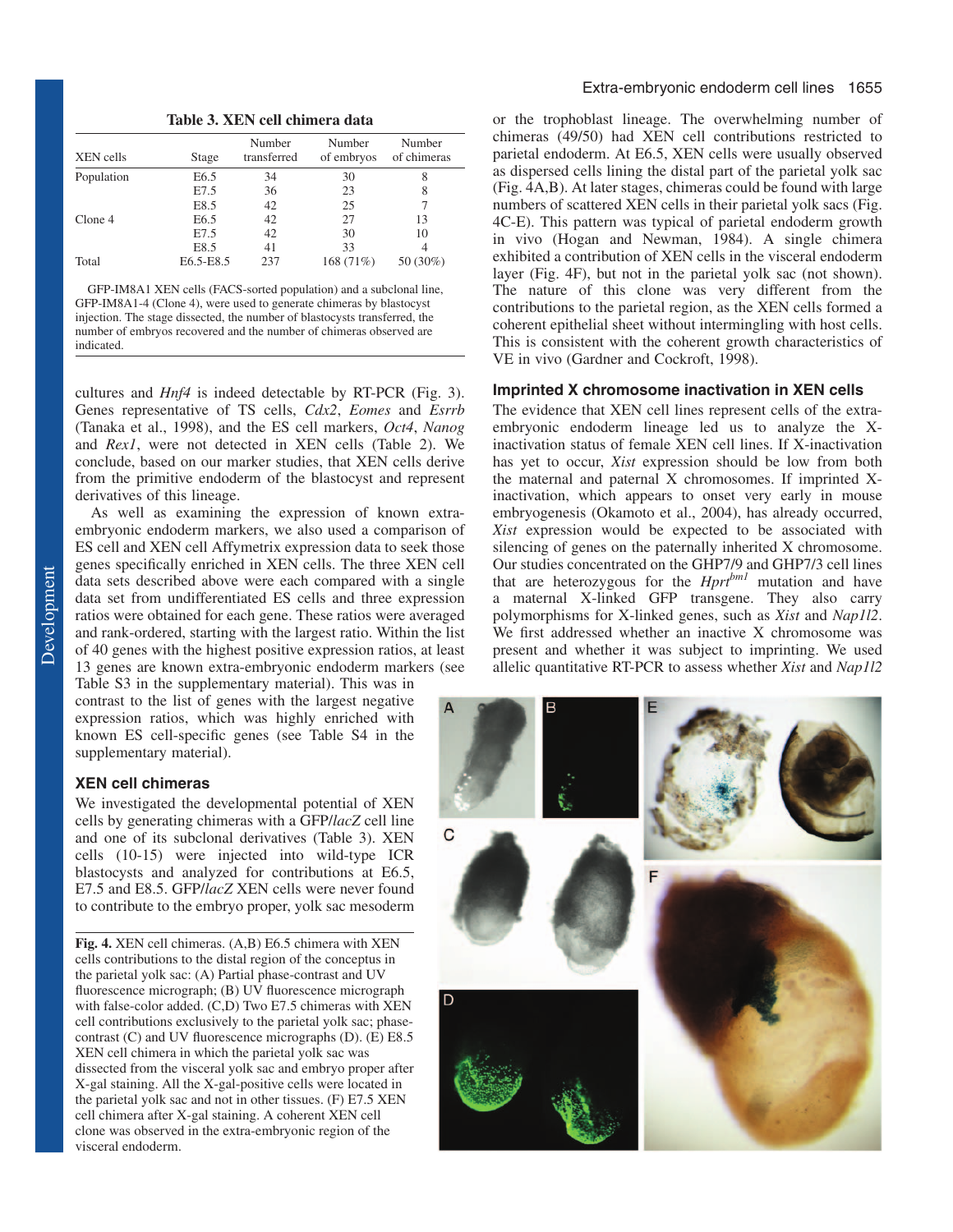**Table 3. XEN cell chimera data**

| XEN cells | Stage | Number transferred | Number of embryos | Number of chimeras |
|---|---|---|---|---|
| Population | E6.5 | 34 | 30 | 8 |
| | E7.5 | 36 | 23 | 8 |
| | E8.5 | 42 | 25 | 7 |
| Clone 4 | E6.5 | 42 | 27 | 13 |
| | E7.5 | 42 | 30 | 10 |
| | E8.5 | 41 | 33 | 4 |
| Total | E6.5-E8.5 | 237 | 168 (71%) | 50 (30%) |

GFP-IM8A1 XEN cells (FACS-sorted population) and a subclonal line, GFP-IM8A1-4 (Clone 4), were used to generate chimeras by blastocyst injection. The stage dissected, the number of blastocysts transferred, the number of embryos recovered and the number of chimeras observed are indicated.

cultures and *Hnf4* is indeed detectable by RT-PCR (Fig. 3). Genes representative of TS cells, *Cdx2*, *Eomes* and *Esrrb* (Tanaka et al., 1998), and the ES cell markers, *Oct4*, *Nanog* and *Rex1*, were not detected in XEN cells (Table 2). We conclude, based on our marker studies, that XEN cells derive from the primitive endoderm of the blastocyst and represent derivatives of this lineage.

As well as examining the expression of known extra-embryonic endoderm markers, we also used a comparison of ES cell and XEN cell Affymetrix expression data to seek those genes specifically enriched in XEN cells. The three XEN cell data sets described above were each compared with a single data set from undifferentiated ES cells and three expression ratios were obtained for each gene. These ratios were averaged and rank-ordered, starting with the largest ratio. Within the list of 40 genes with the highest positive expression ratios, at least 13 genes are known extra-embryonic endoderm markers (see Table S3 in the supplementary material). This was in contrast to the list of genes with the largest negative expression ratios, which was highly enriched with known ES cell-specific genes (see Table S4 in the supplementary material).

## XEN cell chimeras

We investigated the developmental potential of XEN cells by generating chimeras with a GFP/*lacZ* cell line and one of its subclonal derivatives (Table 3). XEN cells (10-15) were injected into wild-type ICR blastocysts and analyzed for contributions at E6.5, E7.5 and E8.5. GFP/*lacZ* XEN cells were never found to contribute to the embryo proper, yolk sac mesoderm or the trophoblast lineage. The overwhelming number of chimeras (49/50) had XEN cell contributions restricted to parietal endoderm. At E6.5, XEN cells were usually observed as dispersed cells lining the distal part of the parietal yolk sac (Fig. 4A,B). At later stages, chimeras could be found with large numbers of scattered XEN cells in their parietal yolk sacs (Fig. 4C-E). This pattern was typical of parietal endoderm growth in vivo (Hogan and Newman, 1984). A single chimera exhibited a contribution of XEN cells in the visceral endoderm layer (Fig. 4F), but not in the parietal yolk sac (not shown). The nature of this clone was very different from the contributions to the parietal region, as the XEN cells formed a coherent epithelial sheet without intermingling with host cells. This is consistent with the coherent growth characteristics of VE in vivo (Gardner and Cockroft, 1998).

## Imprinted X chromosome inactivation in XEN cells

The evidence that XEN cell lines represent cells of the extra-embryonic endoderm lineage led us to analyze the X-inactivation status of female XEN cell lines. If X-inactivation has yet to occur, *Xist* expression should be low from both the maternal and paternal X chromosomes. If imprinted X-inactivation, which appears to onset very early in mouse embryogenesis (Okamoto et al., 2004), has already occurred, *Xist* expression would be expected to be associated with silencing of genes on the paternally inherited X chromosome. Our studies concentrated on the GHP7/9 and GHP7/3 cell lines that are heterozygous for the *Hprt[bm1]* mutation and have a maternal X-linked GFP transgene. They also carry polymorphisms for X-linked genes, such as *Xist* and *Nap1l2*. We first addressed whether an inactive X chromosome was present and whether it was subject to imprinting. We used allelic quantitative RT-PCR to assess whether *Xist* and *Nap1l2*

**Fig. 4.** XEN cell chimeras. (A,B) E6.5 chimera with XEN cells contributions to the distal region of the conceptus in the parietal yolk sac: (A) Partial phase-contrast and UV fluorescence micrograph; (B) UV fluorescence micrograph with false-color added. (C,D) Two E7.5 chimeras with XEN cell contributions exclusively to the parietal yolk sac; phase-contrast (C) and UV fluorescence micrographs (D). (E) E8.5 XEN cell chimera in which the parietal yolk sac was dissected from the visceral yolk sac and embryo proper after X-gal staining. All the X-gal-positive cells were located in the parietal yolk sac and not in other tissues. (F) E7.5 XEN cell chimera after X-gal staining. A coherent XEN cell clone was observed in the extra-embryonic region of the visceral endoderm.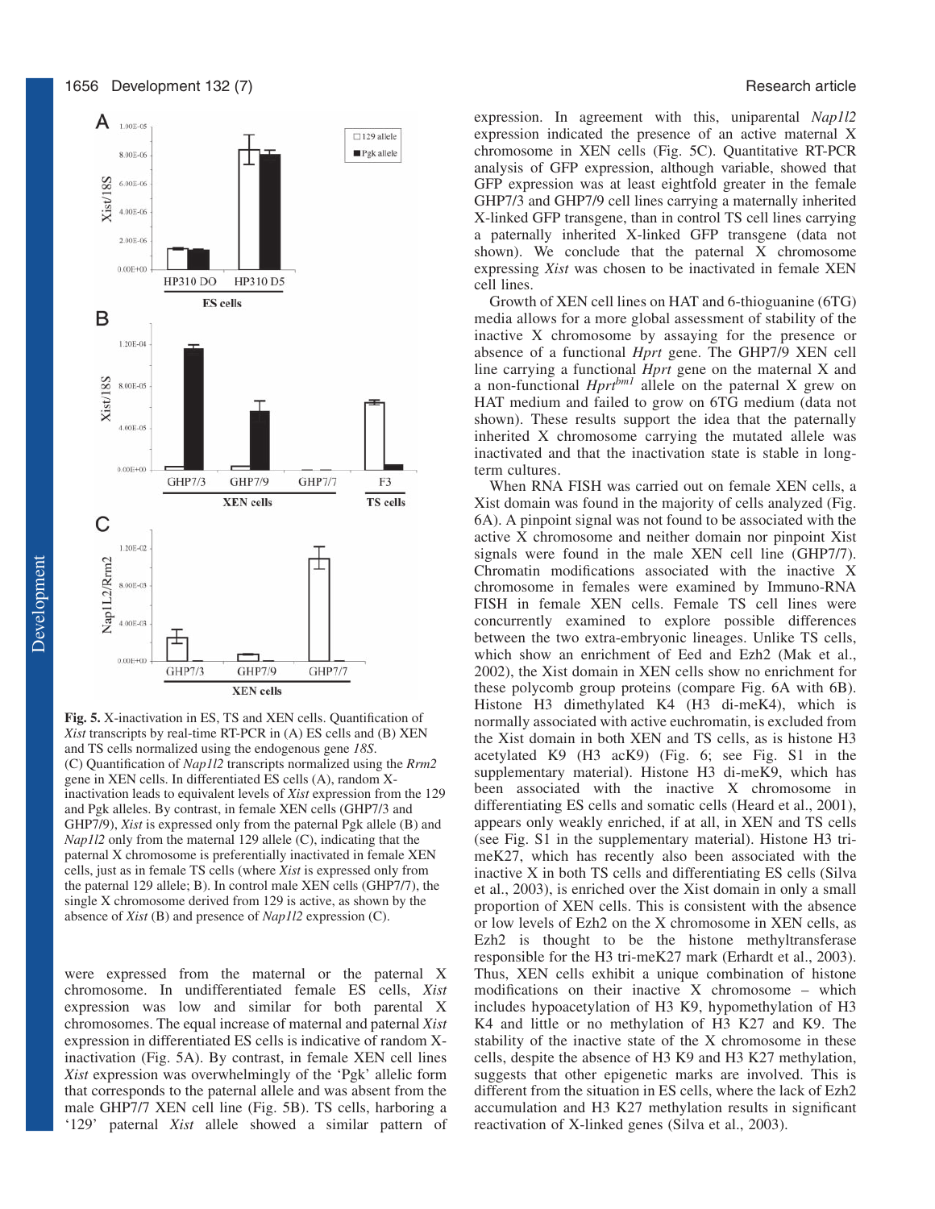**Fig. 5.** X-inactivation in ES, TS and XEN cells. Quantification of *Xist* transcripts by real-time RT-PCR in (A) ES cells and (B) XEN and TS cells normalized using the endogenous gene *18S*. (C) Quantification of *Nap1l2* transcripts normalized using the *Rrm2* gene in XEN cells. In differentiated ES cells (A), random X-inactivation leads to equivalent levels of *Xist* expression from the 129 and Pgk alleles. By contrast, in female XEN cells (GHP7/3 and GHP7/9), *Xist* is expressed only from the paternal Pgk allele (B) and *Nap1l2* only from the maternal 129 allele (C), indicating that the paternal X chromosome is preferentially inactivated in female XEN cells, just as in female TS cells (where *Xist* is expressed only from the paternal 129 allele; B). In control male XEN cells (GHP7/7), the single X chromosome derived from 129 is active, as shown by the absence of *Xist* (B) and presence of *Nap1l2* expression (C).

were expressed from the maternal or the paternal X chromosome. In undifferentiated female ES cells, *Xist* expression was low and similar for both parental X chromosomes. The equal increase of maternal and paternal *Xist* expression in differentiated ES cells is indicative of random X-inactivation (Fig. 5A). By contrast, in female XEN cell lines *Xist* expression was overwhelmingly of the 'Pgk' allelic form that corresponds to the paternal allele and was absent from the male GHP7/7 XEN cell line (Fig. 5B). TS cells, harboring a '129' paternal *Xist* allele showed a similar pattern of expression. In agreement with this, uniparental *Nap1l2* expression indicated the presence of an active maternal X chromosome in XEN cells (Fig. 5C). Quantitative RT-PCR analysis of GFP expression, although variable, showed that GFP expression was at least eightfold greater in the female GHP7/3 and GHP7/9 cell lines carrying a maternally inherited X-linked GFP transgene, than in control TS cell lines carrying a paternally inherited X-linked GFP transgene (data not shown). We conclude that the paternal X chromosome expressing *Xist* was chosen to be inactivated in female XEN cell lines.

Growth of XEN cell lines on HAT and 6-thioguanine (6TG) media allows for a more global assessment of stability of the inactive X chromosome by assaying for the presence or absence of a functional *Hprt* gene. The GHP7/9 XEN cell line carrying a functional *Hprt* gene on the maternal X and a non-functional *Hprt*$^{bm1}$ allele on the paternal X grew on HAT medium and failed to grow on 6TG medium (data not shown). These results support the idea that the paternally inherited X chromosome carrying the mutated allele was inactivated and that the inactivation state is stable in long-term cultures.

When RNA FISH was carried out on female XEN cells, a Xist domain was found in the majority of cells analyzed (Fig. 6A). A pinpoint signal was not found to be associated with the active X chromosome and neither domain nor pinpoint Xist signals were found in the male XEN cell line (GHP7/7). Chromatin modifications associated with the inactive X chromosome in females were examined by Immuno-RNA FISH in female XEN cells. Female TS cell lines were concurrently examined to explore possible differences between the two extra-embryonic lineages. Unlike TS cells, which show an enrichment of Eed and Ezh2 (Mak et al., 2002), the Xist domain in XEN cells show no enrichment for these polycomb group proteins (compare Fig. 6A with 6B). Histone H3 dimethylated K4 (H3 di-meK4), which is normally associated with active euchromatin, is excluded from the Xist domain in both XEN and TS cells, as is histone H3 acetylated K9 (H3 acK9) (Fig. 6; see Fig. S1 in the supplementary material). Histone H3 di-meK9, which has been associated with the inactive X chromosome in differentiating ES cells and somatic cells (Heard et al., 2001), appears only weakly enriched, if at all, in XEN and TS cells (see Fig. S1 in the supplementary material). Histone H3 tri-meK27, which has recently also been associated with the inactive X in both TS cells and differentiating ES cells (Silva et al., 2003), is enriched over the Xist domain in only a small proportion of XEN cells. This is consistent with the absence or low levels of Ezh2 on the X chromosome in XEN cells, as Ezh2 is thought to be the histone methyltransferase responsible for the H3 tri-meK27 mark (Erhardt et al., 2003). Thus, XEN cells exhibit a unique combination of histone modifications on their inactive X chromosome – which includes hypoacetylation of H3 K9, hypomethylation of H3 K4 and little or no methylation of H3 K27 and K9. The stability of the inactive state of the X chromosome in these cells, despite the absence of H3 K9 and H3 K27 methylation, suggests that other epigenetic marks are involved. This is different from the situation in ES cells, where the lack of Ezh2 accumulation and H3 K27 methylation results in significant reactivation of X-linked genes (Silva et al., 2003).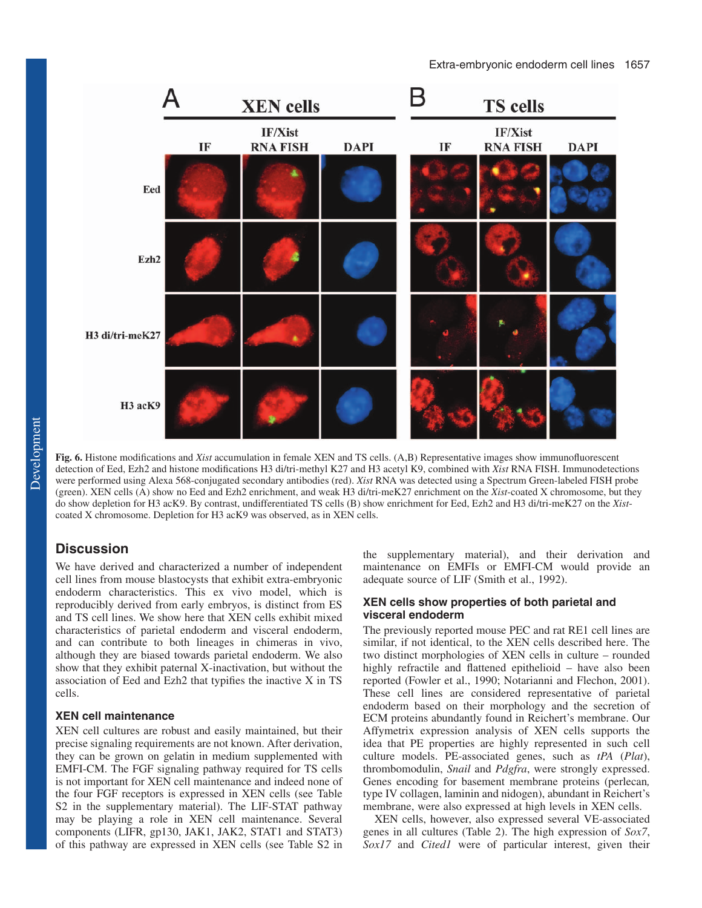**Fig. 6.** Histone modifications and *Xist* accumulation in female XEN and TS cells. (A,B) Representative images show immunofluorescent detection of Eed, Ezh2 and histone modifications H3 di/tri-methyl K27 and H3 acetyl K9, combined with *Xist* RNA FISH. Immunodetections were performed using Alexa 568-conjugated secondary antibodies (red). *Xist* RNA was detected using a Spectrum Green-labeled FISH probe (green). XEN cells (A) show no Eed and Ezh2 enrichment, and weak H3 di/tri-meK27 enrichment on the *Xist*-coated X chromosome, but they do show depletion for H3 acK9. By contrast, undifferentiated TS cells (B) show enrichment for Eed, Ezh2 and H3 di/tri-meK27 on the *Xist*-coated X chromosome. Depletion for H3 acK9 was observed, as in XEN cells.

## Discussion

We have derived and characterized a number of independent cell lines from mouse blastocysts that exhibit extra-embryonic endoderm characteristics. This ex vivo model, which is reproducibly derived from early embryos, is distinct from ES and TS cell lines. We show here that XEN cells exhibit mixed characteristics of parietal endoderm and visceral endoderm, and can contribute to both lineages in chimeras in vivo, although they are biased towards parietal endoderm. We also show that they exhibit paternal X-inactivation, but without the association of Eed and Ezh2 that typifies the inactive X in TS cells.

### XEN cell maintenance

XEN cell cultures are robust and easily maintained, but their precise signaling requirements are not known. After derivation, they can be grown on gelatin in medium supplemented with EMFI-CM. The FGF signaling pathway required for TS cells is not important for XEN cell maintenance and indeed none of the four FGF receptors is expressed in XEN cells (see Table S2 in the supplementary material). The LIF-STAT pathway may be playing a role in XEN cell maintenance. Several components (LIFR, gp130, JAK1, JAK2, STAT1 and STAT3) of this pathway are expressed in XEN cells (see Table S2 in the supplementary material), and their derivation and maintenance on EMFIs or EMFI-CM would provide an adequate source of LIF (Smith et al., 1992).

### XEN cells show properties of both parietal and visceral endoderm

The previously reported mouse PEC and rat RE1 cell lines are similar, if not identical, to the XEN cells described here. The two distinct morphologies of XEN cells in culture – rounded highly refractile and flattened epithelioid – have also been reported (Fowler et al., 1990; Notarianni and Flechon, 2001). These cell lines are considered representative of parietal endoderm based on their morphology and the secretion of ECM proteins abundantly found in Reichert's membrane. Our Affymetrix expression analysis of XEN cells supports the idea that PE properties are highly represented in such cell culture models. PE-associated genes, such as *tPA* (*Plat*), thrombomodulin, *Snail* and *Pdgfra*, were strongly expressed. Genes encoding for basement membrane proteins (perlecan, type IV collagen, laminin and nidogen), abundant in Reichert's membrane, were also expressed at high levels in XEN cells.

XEN cells, however, also expressed several VE-associated genes in all cultures (Table 2). The high expression of *Sox7*, *Sox17* and *Cited1* were of particular interest, given their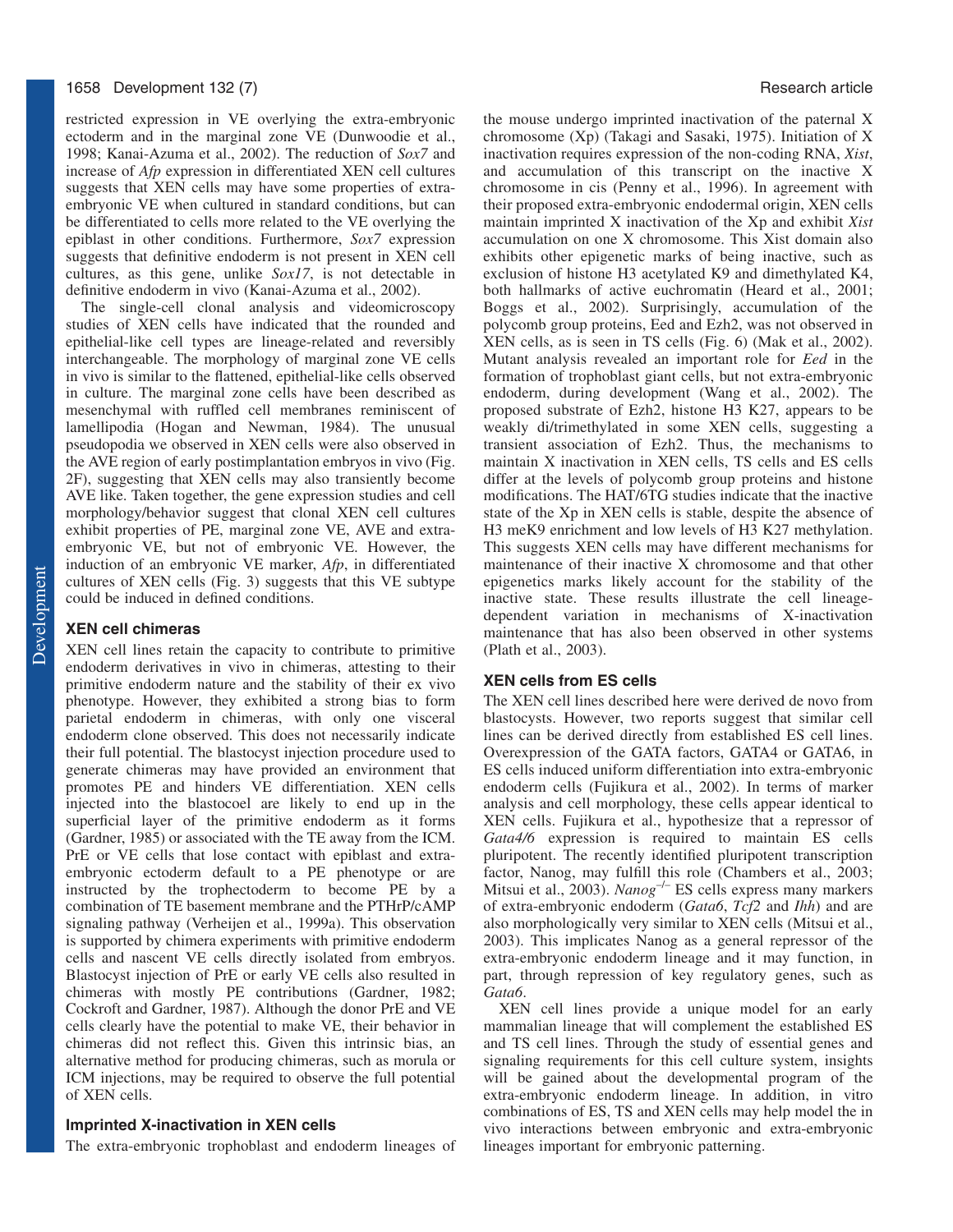restricted expression in VE overlying the extra-embryonic ectoderm and in the marginal zone VE (Dunwoodie et al., 1998; Kanai-Azuma et al., 2002). The reduction of *Sox7* and increase of *Afp* expression in differentiated XEN cell cultures suggests that XEN cells may have some properties of extra-embryonic VE when cultured in standard conditions, but can be differentiated to cells more related to the VE overlying the epiblast in other conditions. Furthermore, *Sox7* expression suggests that definitive endoderm is not present in XEN cell cultures, as this gene, unlike *Sox17*, is not detectable in definitive endoderm in vivo (Kanai-Azuma et al., 2002).

The single-cell clonal analysis and videomicroscopy studies of XEN cells have indicated that the rounded and epithelial-like cell types are lineage-related and reversibly interchangeable. The morphology of marginal zone VE cells in vivo is similar to the flattened, epithelial-like cells observed in culture. The marginal zone cells have been described as mesenchymal with ruffled cell membranes reminiscent of lamellipodia (Hogan and Newman, 1984). The unusual pseudopodia we observed in XEN cells were also observed in the AVE region of early postimplantation embryos in vivo (Fig. 2F), suggesting that XEN cells may also transiently become AVE like. Taken together, the gene expression studies and cell morphology/behavior suggest that clonal XEN cell cultures exhibit properties of PE, marginal zone VE, AVE and extra-embryonic VE, but not of embryonic VE. However, the induction of an embryonic VE marker, *Afp*, in differentiated cultures of XEN cells (Fig. 3) suggests that this VE subtype could be induced in defined conditions.

### XEN cell chimeras

XEN cell lines retain the capacity to contribute to primitive endoderm derivatives in vivo in chimeras, attesting to their primitive endoderm nature and the stability of their ex vivo phenotype. However, they exhibited a strong bias to form parietal endoderm in chimeras, with only one visceral endoderm clone observed. This does not necessarily indicate their full potential. The blastocyst injection procedure used to generate chimeras may have provided an environment that promotes PE and hinders VE differentiation. XEN cells injected into the blastocoel are likely to end up in the superficial layer of the primitive endoderm as it forms (Gardner, 1985) or associated with the TE away from the ICM. PrE or VE cells that lose contact with epiblast and extra-embryonic ectoderm default to a PE phenotype or are instructed by the trophectoderm to become PE by a combination of TE basement membrane and the PTHrP/cAMP signaling pathway (Verheijen et al., 1999a). This observation is supported by chimera experiments with primitive endoderm cells and nascent VE cells directly isolated from embryos. Blastocyst injection of PrE or early VE cells also resulted in chimeras with mostly PE contributions (Gardner, 1982; Cockroft and Gardner, 1987). Although the donor PrE and VE cells clearly have the potential to make VE, their behavior in chimeras did not reflect this. Given this intrinsic bias, an alternative method for producing chimeras, such as morula or ICM injections, may be required to observe the full potential of XEN cells.

### Imprinted X-inactivation in XEN cells

The extra-embryonic trophoblast and endoderm lineages of the mouse undergo imprinted inactivation of the paternal X chromosome (Xp) (Takagi and Sasaki, 1975). Initiation of X inactivation requires expression of the non-coding RNA, *Xist*, and accumulation of this transcript on the inactive X chromosome in cis (Penny et al., 1996). In agreement with their proposed extra-embryonic endodermal origin, XEN cells maintain imprinted X inactivation of the Xp and exhibit *Xist* accumulation on one X chromosome. This Xist domain also exhibits other epigenetic marks of being inactive, such as exclusion of histone H3 acetylated K9 and dimethylated K4, both hallmarks of active euchromatin (Heard et al., 2001; Boggs et al., 2002). Surprisingly, accumulation of the polycomb group proteins, Eed and Ezh2, was not observed in XEN cells, as is seen in TS cells (Fig. 6) (Mak et al., 2002). Mutant analysis revealed an important role for *Eed* in the formation of trophoblast giant cells, but not extra-embryonic endoderm, during development (Wang et al., 2002). The proposed substrate of Ezh2, histone H3 K27, appears to be weakly di/trimethylated in some XEN cells, suggesting a transient association of Ezh2. Thus, the mechanisms to maintain X inactivation in XEN cells, TS cells and ES cells differ at the levels of polycomb group proteins and histone modifications. The HAT/6TG studies indicate that the inactive state of the Xp in XEN cells is stable, despite the absence of H3 meK9 enrichment and low levels of H3 K27 methylation. This suggests XEN cells may have different mechanisms for maintenance of their inactive X chromosome and that other epigenetics marks likely account for the stability of the inactive state. These results illustrate the cell lineage-dependent variation in mechanisms of X-inactivation maintenance that has also been observed in other systems (Plath et al., 2003).

### XEN cells from ES cells

The XEN cell lines described here were derived de novo from blastocysts. However, two reports suggest that similar cell lines can be derived directly from established ES cell lines. Overexpression of the GATA factors, GATA4 or GATA6, in ES cells induced uniform differentiation into extra-embryonic endoderm cells (Fujikura et al., 2002). In terms of marker analysis and cell morphology, these cells appear identical to XEN cells. Fujikura et al., hypothesize that a repressor of *Gata4/6* expression is required to maintain ES cells pluripotent. The recently identified pluripotent transcription factor, Nanog, may fulfill this role (Chambers et al., 2003; Mitsui et al., 2003). *Nanog*$^{-/-}$ ES cells express many markers of extra-embryonic endoderm (*Gata6*, *Tcf2* and *Ihh*) and are also morphologically very similar to XEN cells (Mitsui et al., 2003). This implicates Nanog as a general repressor of the extra-embryonic endoderm lineage and it may function, in part, through repression of key regulatory genes, such as *Gata6*.

XEN cell lines provide a unique model for an early mammalian lineage that will complement the established ES and TS cell lines. Through the study of essential genes and signaling requirements for this cell culture system, insights will be gained about the developmental program of the extra-embryonic endoderm lineage. In addition, in vitro combinations of ES, TS and XEN cells may help model the in vivo interactions between embryonic and extra-embryonic lineages important for embryonic patterning.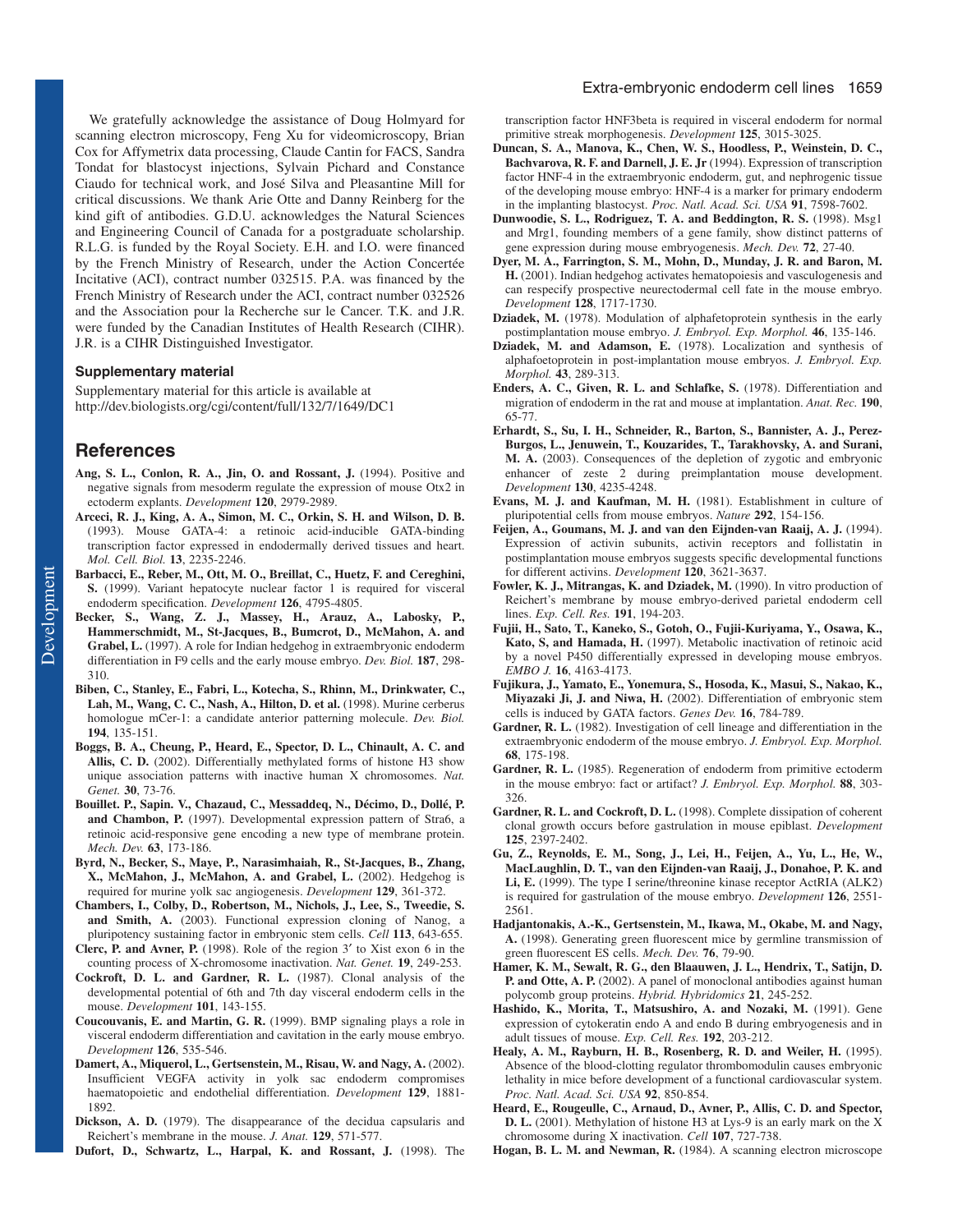We gratefully acknowledge the assistance of Doug Holmyard for scanning electron microscopy, Feng Xu for videomicroscopy, Brian Cox for Affymetrix data processing, Claude Cantin for FACS, Sandra Tondat for blastocyst injections, Sylvain Pichard and Constance Ciaudo for technical work, and José Silva and Pleasantine Mill for critical discussions. We thank Arie Otte and Danny Reinberg for the kind gift of antibodies. G.D.U. acknowledges the Natural Sciences and Engineering Council of Canada for a postgraduate scholarship. R.L.G. is funded by the Royal Society. E.H. and I.O. were financed by the French Ministry of Research, under the Action Concertée Incitative (ACI), contract number 032515. P.A. was financed by the French Ministry of Research under the ACI, contract number 032526 and the Association pour la Recherche sur le Cancer. T.K. and J.R. were funded by the Canadian Institutes of Health Research (CIHR). J.R. is a CIHR Distinguished Investigator.

### Supplementary material

Supplementary material for this article is available at http://dev.biologists.org/cgi/content/full/132/7/1649/DC1

## References

**Ang, S. L., Conlon, R. A., Jin, O. and Rossant, J.** (1994). Positive and negative signals from mesoderm regulate the expression of mouse Otx2 in ectoderm explants. *Development* **120**, 2979-2989.

**Arceci, R. J., King, A. A., Simon, M. C., Orkin, S. H. and Wilson, D. B.** (1993). Mouse GATA-4: a retinoic acid-inducible GATA-binding transcription factor expressed in endodermally derived tissues and heart. *Mol. Cell. Biol.* **13**, 2235-2246.

**Barbacci, E., Reber, M., Ott, M. O., Breillat, C., Huetz, F. and Cereghini, S.** (1999). Variant hepatocyte nuclear factor 1 is required for visceral endoderm specification. *Development* **126**, 4795-4805.

**Becker, S., Wang, Z. J., Massey, H., Arauz, A., Labosky, P., Hammerschmidt, M., St-Jacques, B., Bumcrot, D., McMahon, A. and Grabel, L.** (1997). A role for Indian hedgehog in extraembryonic endoderm differentiation in F9 cells and the early mouse embryo. *Dev. Biol.* **187**, 298-310.

**Biben, C., Stanley, E., Fabri, L., Kotecha, S., Rhinn, M., Drinkwater, C., Lah, M., Wang, C. C., Nash, A., Hilton, D. et al.** (1998). Murine cerberus homologue mCer-1: a candidate anterior patterning molecule. *Dev. Biol.* **194**, 135-151.

**Boggs, B. A., Cheung, P., Heard, E., Spector, D. L., Chinault, A. C. and Allis, C. D.** (2002). Differentially methylated forms of histone H3 show unique association patterns with inactive human X chromosomes. *Nat. Genet.* **30**, 73-76.

**Bouillet. P., Sapin. V., Chazaud, C., Messaddeq, N., Décimo, D., Dollé, P. and Chambon, P.** (1997). Developmental expression pattern of Stra6, a retinoic acid-responsive gene encoding a new type of membrane protein. *Mech. Dev.* **63**, 173-186.

**Byrd, N., Becker, S., Maye, P., Narasimhaiah, R., St-Jacques, B., Zhang, X., McMahon, J., McMahon, A. and Grabel, L.** (2002). Hedgehog is required for murine yolk sac angiogenesis. *Development* **129**, 361-372.

**Chambers, I., Colby, D., Robertson, M., Nichols, J., Lee, S., Tweedie, S. and Smith, A.** (2003). Functional expression cloning of Nanog, a pluripotency sustaining factor in embryonic stem cells. *Cell* **113**, 643-655.

**Clerc, P. and Avner, P.** (1998). Role of the region 3′ to Xist exon 6 in the counting process of X-chromosome inactivation. *Nat. Genet.* **19**, 249-253.

**Cockroft, D. L. and Gardner, R. L.** (1987). Clonal analysis of the developmental potential of 6th and 7th day visceral endoderm cells in the mouse. *Development* **101**, 143-155.

**Coucouvanis, E. and Martin, G. R.** (1999). BMP signaling plays a role in visceral endoderm differentiation and cavitation in the early mouse embryo. *Development* **126**, 535-546.

**Damert, A., Miquerol, L., Gertsenstein, M., Risau, W. and Nagy, A.** (2002). Insufficient VEGFA activity in yolk sac endoderm compromises haematopoietic and endothelial differentiation. *Development* **129**, 1881-1892.

**Dickson, A. D.** (1979). The disappearance of the decidua capsularis and Reichert's membrane in the mouse. *J. Anat.* **129**, 571-577.

**Dufort, D., Schwartz, L., Harpal, K. and Rossant, J.** (1998). The transcription factor HNF3beta is required in visceral endoderm for normal primitive streak morphogenesis. *Development* **125**, 3015-3025.

**Duncan, S. A., Manova, K., Chen, W. S., Hoodless, P., Weinstein, D. C., Bachvarova, R. F. and Darnell, J. E. Jr** (1994). Expression of transcription factor HNF-4 in the extraembryonic endoderm, gut, and nephrogenic tissue of the developing mouse embryo: HNF-4 is a marker for primary endoderm in the implanting blastocyst. *Proc. Natl. Acad. Sci. USA* **91**, 7598-7602.

**Dunwoodie, S. L., Rodriguez, T. A. and Beddington, R. S.** (1998). Msg1 and Mrg1, founding members of a gene family, show distinct patterns of gene expression during mouse embryogenesis. *Mech. Dev.* **72**, 27-40.

**Dyer, M. A., Farrington, S. M., Mohn, D., Munday, J. R. and Baron, M. H.** (2001). Indian hedgehog activates hematopoiesis and vasculogenesis and can respecify prospective neurectodermal cell fate in the mouse embryo. *Development* **128**, 1717-1730.

**Dziadek, M.** (1978). Modulation of alphafetoprotein synthesis in the early postimplantation mouse embryo. *J. Embryol. Exp. Morphol.* **46**, 135-146.

**Dziadek, M. and Adamson, E.** (1978). Localization and synthesis of alphafoetoprotein in post-implantation mouse embryos. *J. Embryol. Exp. Morphol.* **43**, 289-313.

**Enders, A. C., Given, R. L. and Schlafke, S.** (1978). Differentiation and migration of endoderm in the rat and mouse at implantation. *Anat. Rec.* **190**, 65-77.

**Erhardt, S., Su, I. H., Schneider, R., Barton, S., Bannister, A. J., Perez-Burgos, L., Jenuwein, T., Kouzarides, T., Tarakhovsky, A. and Surani, M. A.** (2003). Consequences of the depletion of zygotic and embryonic enhancer of zeste 2 during preimplantation mouse development. *Development* **130**, 4235-4248.

**Evans, M. J. and Kaufman, M. H.** (1981). Establishment in culture of pluripotential cells from mouse embryos. *Nature* **292**, 154-156.

**Feijen, A., Goumans, M. J. and van den Eijnden-van Raaij, A. J.** (1994). Expression of activin subunits, activin receptors and follistatin in postimplantation mouse embryos suggests specific developmental functions for different activins. *Development* **120**, 3621-3637.

**Fowler, K. J., Mitrangas, K. and Dziadek, M.** (1990). In vitro production of Reichert's membrane by mouse embryo-derived parietal endoderm cell lines. *Exp. Cell. Res.* **191**, 194-203.

**Fujii, H., Sato, T., Kaneko, S., Gotoh, O., Fujii-Kuriyama, Y., Osawa, K., Kato, S, and Hamada, H.** (1997). Metabolic inactivation of retinoic acid by a novel P450 differentially expressed in developing mouse embryos. *EMBO J.* **16**, 4163-4173.

**Fujikura, J., Yamato, E., Yonemura, S., Hosoda, K., Masui, S., Nakao, K., Miyazaki Ji, J. and Niwa, H.** (2002). Differentiation of embryonic stem cells is induced by GATA factors. *Genes Dev.* **16**, 784-789.

**Gardner, R. L.** (1982). Investigation of cell lineage and differentiation in the extraembryonic endoderm of the mouse embryo. *J. Embryol. Exp. Morphol.* **68**, 175-198.

**Gardner, R. L.** (1985). Regeneration of endoderm from primitive ectoderm in the mouse embryo: fact or artifact? *J. Embryol. Exp. Morphol.* **88**, 303-326.

**Gardner, R. L. and Cockroft, D. L.** (1998). Complete dissipation of coherent clonal growth occurs before gastrulation in mouse epiblast. *Development* **125**, 2397-2402.

**Gu, Z., Reynolds, E. M., Song, J., Lei, H., Feijen, A., Yu, L., He, W., MacLaughlin, D. T., van den Eijnden-van Raaij, J., Donahoe, P. K. and Li, E.** (1999). The type I serine/threonine kinase receptor ActRIA (ALK2) is required for gastrulation of the mouse embryo. *Development* **126**, 2551-2561.

**Hadjantonakis, A.-K., Gertsenstein, M., Ikawa, M., Okabe, M. and Nagy, A.** (1998). Generating green fluorescent mice by germline transmission of green fluorescent ES cells. *Mech. Dev.* **76**, 79-90.

**Hamer, K. M., Sewalt, R. G., den Blaauwen, J. L., Hendrix, T., Satijn, D. P. and Otte, A. P.** (2002). A panel of monoclonal antibodies against human polycomb group proteins. *Hybrid. Hybridomics* **21**, 245-252.

**Hashido, K., Morita, T., Matsushiro, A. and Nozaki, M.** (1991). Gene expression of cytokeratin endo A and endo B during embryogenesis and in adult tissues of mouse. *Exp. Cell. Res.* **192**, 203-212.

**Healy, A. M., Rayburn, H. B., Rosenberg, R. D. and Weiler, H.** (1995). Absence of the blood-clotting regulator thrombomodulin causes embryonic lethality in mice before development of a functional cardiovascular system. *Proc. Natl. Acad. Sci. USA* **92**, 850-854.

**Heard, E., Rougeulle, C., Arnaud, D., Avner, P., Allis, C. D. and Spector, D. L.** (2001). Methylation of histone H3 at Lys-9 is an early mark on the X chromosome during X inactivation. *Cell* **107**, 727-738.

**Hogan, B. L. M. and Newman, R.** (1984). A scanning electron microscope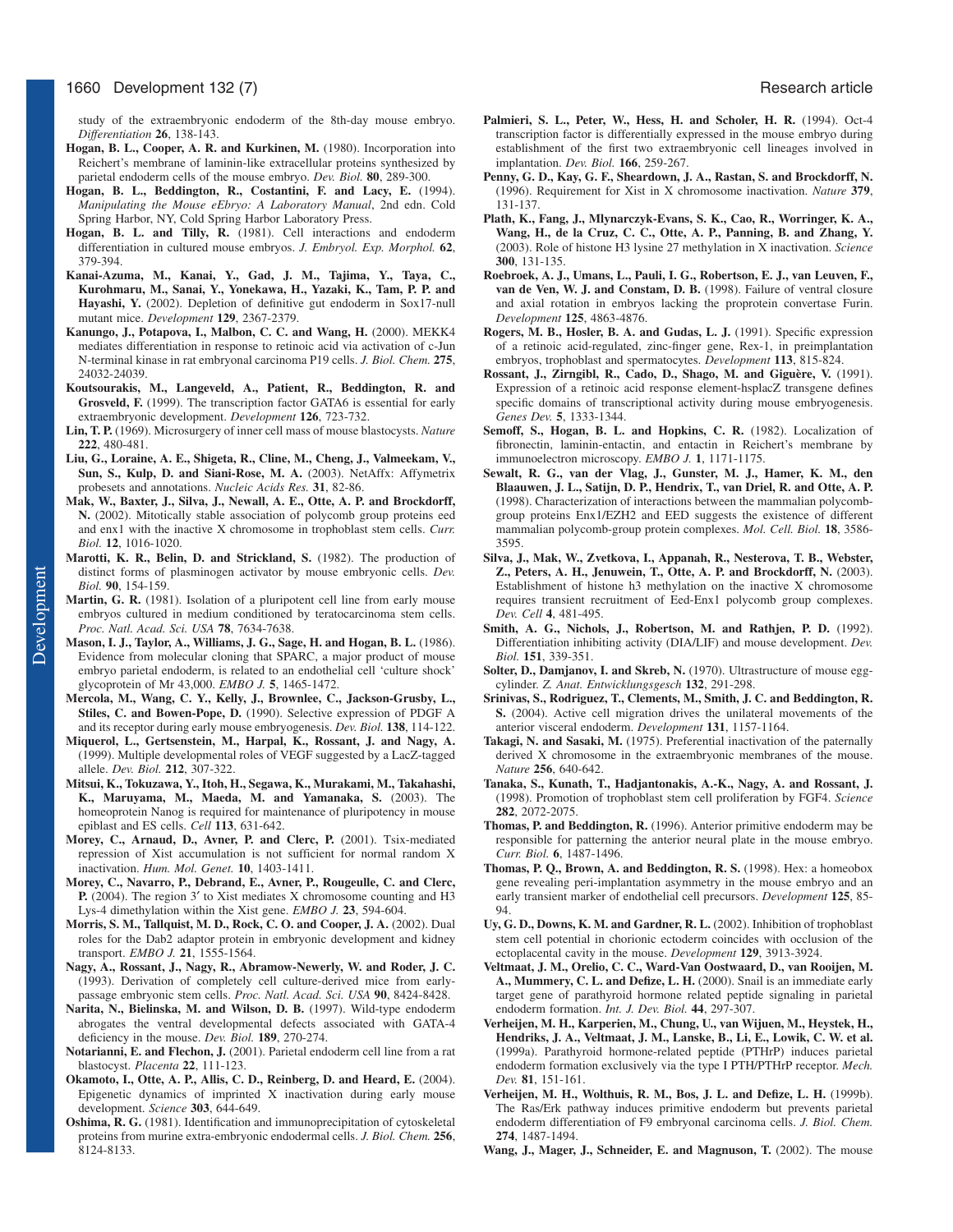study of the extraembryonic endoderm of the 8th-day mouse embryo. *Differentiation* **26**, 138-143.

**Hogan, B. L., Cooper, A. R. and Kurkinen, M.** (1980). Incorporation into Reichert's membrane of laminin-like extracellular proteins synthesized by parietal endoderm cells of the mouse embryo. *Dev. Biol.* **80**, 289-300.

**Hogan, B. L., Beddington, R., Costantini, F. and Lacy, E.** (1994). *Manipulating the Mouse eEbryo: A Laboratory Manual*, 2nd edn. Cold Spring Harbor, NY, Cold Spring Harbor Laboratory Press.

**Hogan, B. L. and Tilly, R.** (1981). Cell interactions and endoderm differentiation in cultured mouse embryos. *J. Embryol. Exp. Morphol.* **62**, 379-394.

**Kanai-Azuma, M., Kanai, Y., Gad, J. M., Tajima, Y., Taya, C., Kurohmaru, M., Sanai, Y., Yonekawa, H., Yazaki, K., Tam, P. P. and Hayashi, Y.** (2002). Depletion of definitive gut endoderm in Sox17-null mutant mice. *Development* **129**, 2367-2379.

**Kanungo, J., Potapova, I., Malbon, C. C. and Wang, H.** (2000). MEKK4 mediates differentiation in response to retinoic acid via activation of c-Jun N-terminal kinase in rat embryonal carcinoma P19 cells. *J. Biol. Chem.* **275**, 24032-24039.

**Koutsourakis, M., Langeveld, A., Patient, R., Beddington, R. and Grosveld, F.** (1999). The transcription factor GATA6 is essential for early extraembryonic development. *Development* **126**, 723-732.

**Lin, T. P.** (1969). Microsurgery of inner cell mass of mouse blastocysts. *Nature* **222**, 480-481.

**Liu, G., Loraine, A. E., Shigeta, R., Cline, M., Cheng, J., Valmeekam, V., Sun, S., Kulp, D. and Siani-Rose, M. A.** (2003). NetAffx: Affymetrix probesets and annotations. *Nucleic Acids Res.* **31**, 82-86.

**Mak, W., Baxter, J., Silva, J., Newall, A. E., Otte, A. P. and Brockdorff, N.** (2002). Mitotically stable association of polycomb group proteins eed and enx1 with the inactive X chromosome in trophoblast stem cells. *Curr. Biol.* **12**, 1016-1020.

**Marotti, K. R., Belin, D. and Strickland, S.** (1982). The production of distinct forms of plasminogen activator by mouse embryonic cells. *Dev. Biol.* **90**, 154-159.

**Martin, G. R.** (1981). Isolation of a pluripotent cell line from early mouse embryos cultured in medium conditioned by teratocarcinoma stem cells. *Proc. Natl. Acad. Sci. USA* **78**, 7634-7638.

**Mason, I. J., Taylor, A., Williams, J. G., Sage, H. and Hogan, B. L.** (1986). Evidence from molecular cloning that SPARC, a major product of mouse embryo parietal endoderm, is related to an endothelial cell 'culture shock' glycoprotein of Mr 43,000. *EMBO J.* **5**, 1465-1472.

**Mercola, M., Wang, C. Y., Kelly, J., Brownlee, C., Jackson-Grusby, L., Stiles, C. and Bowen-Pope, D.** (1990). Selective expression of PDGF A and its receptor during early mouse embryogenesis. *Dev. Biol.* **138**, 114-122.

**Miquerol, L., Gertsenstein, M., Harpal, K., Rossant, J. and Nagy, A.** (1999). Multiple developmental roles of VEGF suggested by a LacZ-tagged allele. *Dev. Biol.* **212**, 307-322.

**Mitsui, K., Tokuzawa, Y., Itoh, H., Segawa, K., Murakami, M., Takahashi, K., Maruyama, M., Maeda, M. and Yamanaka, S.** (2003). The homeoprotein Nanog is required for maintenance of pluripotency in mouse epiblast and ES cells. *Cell* **113**, 631-642.

**Morey, C., Arnaud, D., Avner, P. and Clerc, P.** (2001). Tsix-mediated repression of Xist accumulation is not sufficient for normal random X inactivation. *Hum. Mol. Genet.* **10**, 1403-1411.

**Morey, C., Navarro, P., Debrand, E., Avner, P., Rougeulle, C. and Clerc, P.** (2004). The region 3′ to Xist mediates X chromosome counting and H3 Lys-4 dimethylation within the Xist gene. *EMBO J.* **23**, 594-604.

**Morris, S. M., Tallquist, M. D., Rock, C. O. and Cooper, J. A.** (2002). Dual roles for the Dab2 adaptor protein in embryonic development and kidney transport. *EMBO J.* **21**, 1555-1564.

**Nagy, A., Rossant, J., Nagy, R., Abramow-Newerly, W. and Roder, J. C.** (1993). Derivation of completely cell culture-derived mice from early-passage embryonic stem cells. *Proc. Natl. Acad. Sci. USA* **90**, 8424-8428.

**Narita, N., Bielinska, M. and Wilson, D. B.** (1997). Wild-type endoderm abrogates the ventral developmental defects associated with GATA-4 deficiency in the mouse. *Dev. Biol.* **189**, 270-274.

**Notarianni, E. and Flechon, J.** (2001). Parietal endoderm cell line from a rat blastocyst. *Placenta* **22**, 111-123.

**Okamoto, I., Otte, A. P., Allis, C. D., Reinberg, D. and Heard, E.** (2004). Epigenetic dynamics of imprinted X inactivation during early mouse development. *Science* **303**, 644-649.

**Oshima, R. G.** (1981). Identification and immunoprecipitation of cytoskeletal proteins from murine extra-embryonic endodermal cells. *J. Biol. Chem.* **256**, 8124-8133.

**Palmieri, S. L., Peter, W., Hess, H. and Scholer, H. R.** (1994). Oct-4 transcription factor is differentially expressed in the mouse embryo during establishment of the first two extraembryonic cell lineages involved in implantation. *Dev. Biol.* **166**, 259-267.

**Penny, G. D., Kay, G. F., Sheardown, J. A., Rastan, S. and Brockdorff, N.** (1996). Requirement for Xist in X chromosome inactivation. *Nature* **379**, 131-137.

**Plath, K., Fang, J., Mlynarczyk-Evans, S. K., Cao, R., Worringer, K. A., Wang, H., de la Cruz, C. C., Otte, A. P., Panning, B. and Zhang, Y.** (2003). Role of histone H3 lysine 27 methylation in X inactivation. *Science* **300**, 131-135.

**Roebroek, A. J., Umans, L., Pauli, I. G., Robertson, E. J., van Leuven, F., van de Ven, W. J. and Constam, D. B.** (1998). Failure of ventral closure and axial rotation in embryos lacking the proprotein convertase Furin. *Development* **125**, 4863-4876.

**Rogers, M. B., Hosler, B. A. and Gudas, L. J.** (1991). Specific expression of a retinoic acid-regulated, zinc-finger gene, Rex-1, in preimplantation embryos, trophoblast and spermatocytes. *Development* **113**, 815-824.

**Rossant, J., Zirngibl, R., Cado, D., Shago, M. and Giguère, V.** (1991). Expression of a retinoic acid response element-hsplacZ transgene defines specific domains of transcriptional activity during mouse embryogenesis. *Genes Dev.* **5**, 1333-1344.

**Semoff, S., Hogan, B. L. and Hopkins, C. R.** (1982). Localization of fibronectin, laminin-entactin, and entactin in Reichert's membrane by immunoelectron microscopy. *EMBO J.* **1**, 1171-1175.

**Sewalt, R. G., van der Vlag, J., Gunster, M. J., Hamer, K. M., den Blaauwen, J. L., Satijn, D. P., Hendrix, T., van Driel, R. and Otte, A. P.** (1998). Characterization of interactions between the mammalian polycomb-group proteins Enx1/EZH2 and EED suggests the existence of different mammalian polycomb-group protein complexes. *Mol. Cell. Biol.* **18**, 3586-3595.

**Silva, J., Mak, W., Zvetkova, I., Appanah, R., Nesterova, T. B., Webster, Z., Peters, A. H., Jenuwein, T., Otte, A. P. and Brockdorff, N.** (2003). Establishment of histone h3 methylation on the inactive X chromosome requires transient recruitment of Eed-Enx1 polycomb group complexes. *Dev. Cell* **4**, 481-495.

**Smith, A. G., Nichols, J., Robertson, M. and Rathjen, P. D.** (1992). Differentiation inhibiting activity (DIA/LIF) and mouse development. *Dev. Biol.* **151**, 339-351.

**Solter, D., Damjanov, I. and Skreb, N.** (1970). Ultrastructure of mouse egg-cylinder. *Z. Anat. Entwicklungsgesch* **132**, 291-298.

**Srinivas, S., Rodriguez, T., Clements, M., Smith, J. C. and Beddington, R. S.** (2004). Active cell migration drives the unilateral movements of the anterior visceral endoderm. *Development* **131**, 1157-1164.

**Takagi, N. and Sasaki, M.** (1975). Preferential inactivation of the paternally derived X chromosome in the extraembryonic membranes of the mouse. *Nature* **256**, 640-642.

**Tanaka, S., Kunath, T., Hadjantonakis, A.-K., Nagy, A. and Rossant, J.** (1998). Promotion of trophoblast stem cell proliferation by FGF4. *Science* **282**, 2072-2075.

**Thomas, P. and Beddington, R.** (1996). Anterior primitive endoderm may be responsible for patterning the anterior neural plate in the mouse embryo. *Curr. Biol.* **6**, 1487-1496.

**Thomas, P. Q., Brown, A. and Beddington, R. S.** (1998). Hex: a homeobox gene revealing peri-implantation asymmetry in the mouse embryo and an early transient marker of endothelial cell precursors. *Development* **125**, 85-94.

**Uy, G. D., Downs, K. M. and Gardner, R. L.** (2002). Inhibition of trophoblast stem cell potential in chorionic ectoderm coincides with occlusion of the ectoplacental cavity in the mouse. *Development* **129**, 3913-3924.

**Veltmaat, J. M., Orelio, C. C., Ward-Van Oostwaard, D., van Rooijen, M. A., Mummery, C. L. and Defize, L. H.** (2000). Snail is an immediate early target gene of parathyroid hormone related peptide signaling in parietal endoderm formation. *Int. J. Dev. Biol.* **44**, 297-307.

**Verheijen, M. H., Karperien, M., Chung, U., van Wijuen, M., Heystek, H., Hendriks, J. A., Veltmaat, J. M., Lanske, B., Li, E., Lowik, C. W. et al.** (1999a). Parathyroid hormone-related peptide (PTHrP) induces parietal endoderm formation exclusively via the type I PTH/PTHrP receptor. *Mech. Dev.* **81**, 151-161.

**Verheijen, M. H., Wolthuis, R. M., Bos, J. L. and Defize, L. H.** (1999b). The Ras/Erk pathway induces primitive endoderm but prevents parietal endoderm differentiation of F9 embryonal carcinoma cells. *J. Biol. Chem.* **274**, 1487-1494.

**Wang, J., Mager, J., Schneider, E. and Magnuson, T.** (2002). The mouse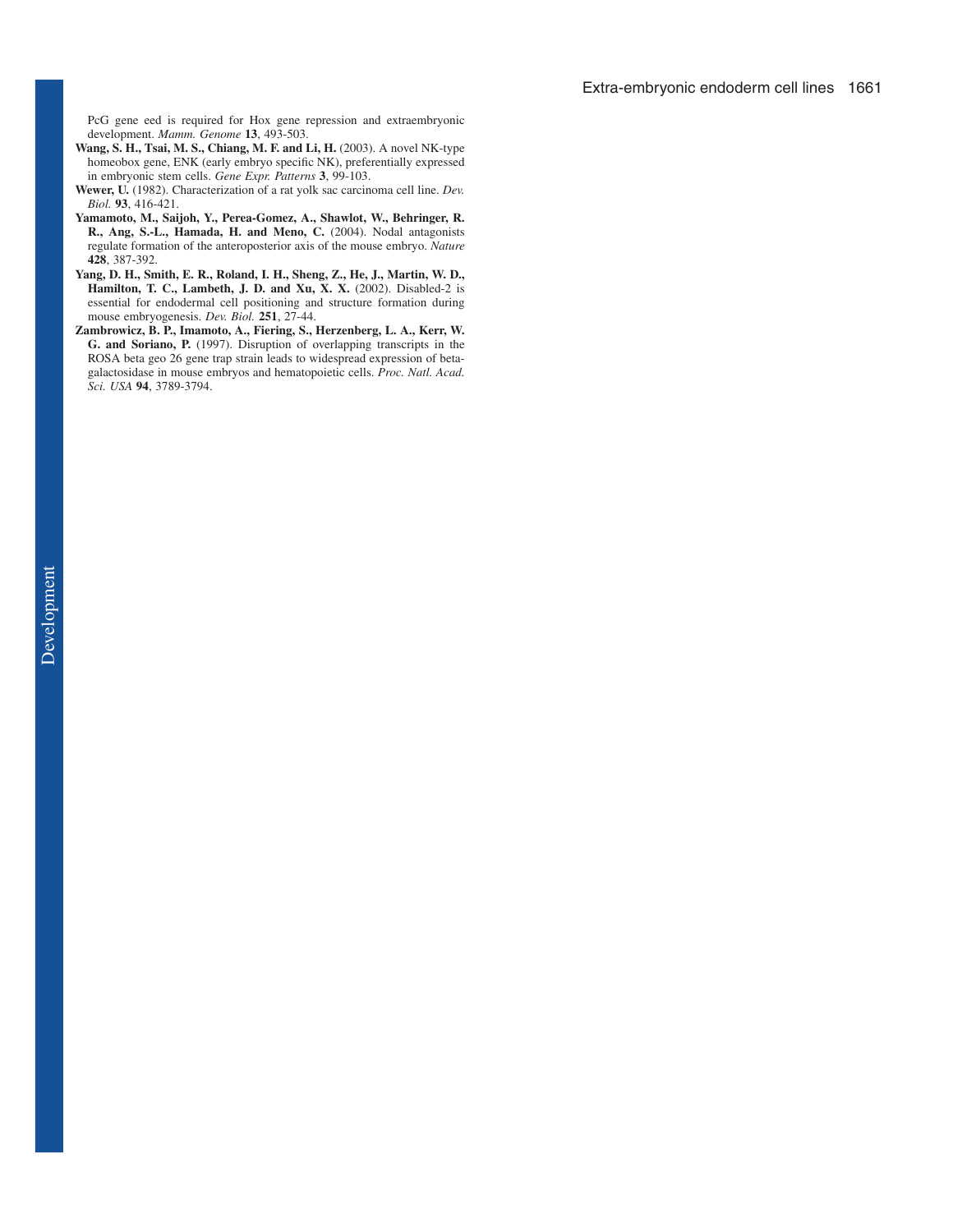PcG gene eed is required for Hox gene repression and extraembryonic development. *Mamm. Genome* **13**, 493-503.

**Wang, S. H., Tsai, M. S., Chiang, M. F. and Li, H.** (2003). A novel NK-type homeobox gene, ENK (early embryo specific NK), preferentially expressed in embryonic stem cells. *Gene Expr. Patterns* **3**, 99-103.

**Wewer, U.** (1982). Characterization of a rat yolk sac carcinoma cell line. *Dev. Biol.* **93**, 416-421.

**Yamamoto, M., Saijoh, Y., Perea-Gomez, A., Shawlot, W., Behringer, R. R., Ang, S.-L., Hamada, H. and Meno, C.** (2004). Nodal antagonists regulate formation of the anteroposterior axis of the mouse embryo. *Nature* **428**, 387-392.

**Yang, D. H., Smith, E. R., Roland, I. H., Sheng, Z., He, J., Martin, W. D., Hamilton, T. C., Lambeth, J. D. and Xu, X. X.** (2002). Disabled-2 is essential for endodermal cell positioning and structure formation during mouse embryogenesis. *Dev. Biol.* **251**, 27-44.

**Zambrowicz, B. P., Imamoto, A., Fiering, S., Herzenberg, L. A., Kerr, W. G. and Soriano, P.** (1997). Disruption of overlapping transcripts in the ROSA beta geo 26 gene trap strain leads to widespread expression of beta-galactosidase in mouse embryos and hematopoietic cells. *Proc. Natl. Acad. Sci. USA* **94**, 3789-3794.